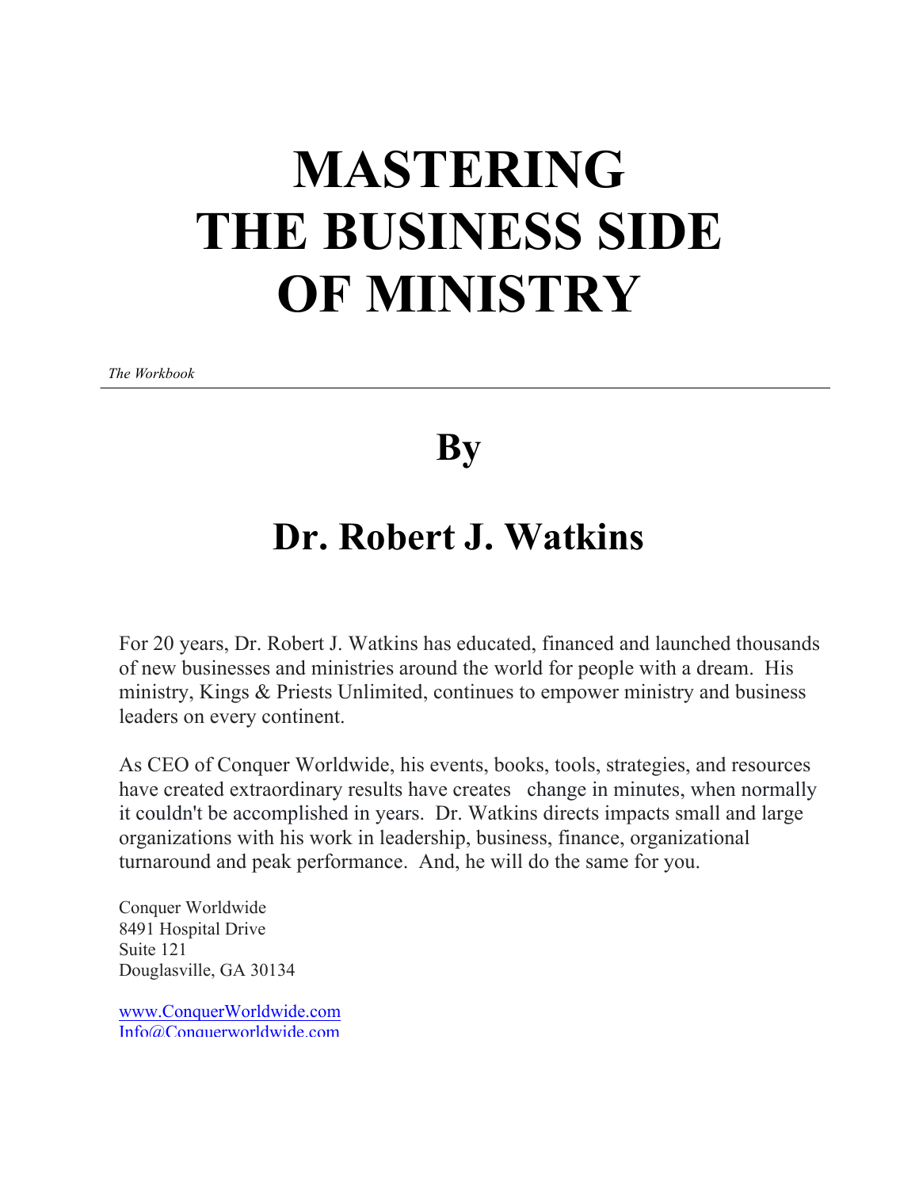# MASTERING THE BUSINESS SIDE OF MINISTRY

*The Workbook*

---

## By

## Dr. Robert J. Watkins

For 20 years, Dr. Robert J. Watkins has educated, financed and launched thousands of new businesses and ministries around the world for people with a dream. His ministry, Kings & Priests Unlimited, continues to empower ministry and business leaders on every continent.

As CEO of Conquer Worldwide, his events, books, tools, strategies, and resources have created extraordinary results have creates change in minutes, when normally it couldn't be accomplished in years. Dr. Watkins directs impacts small and large organizations with his work in leadership, business, finance, organizational turnaround and peak performance. And, he will do the same for you.

Conquer Worldwide
8491 Hospital Drive
Suite 121
Douglasville, GA 30134

www.ConquerWorldwide.com
Info@Conquerworldwide.com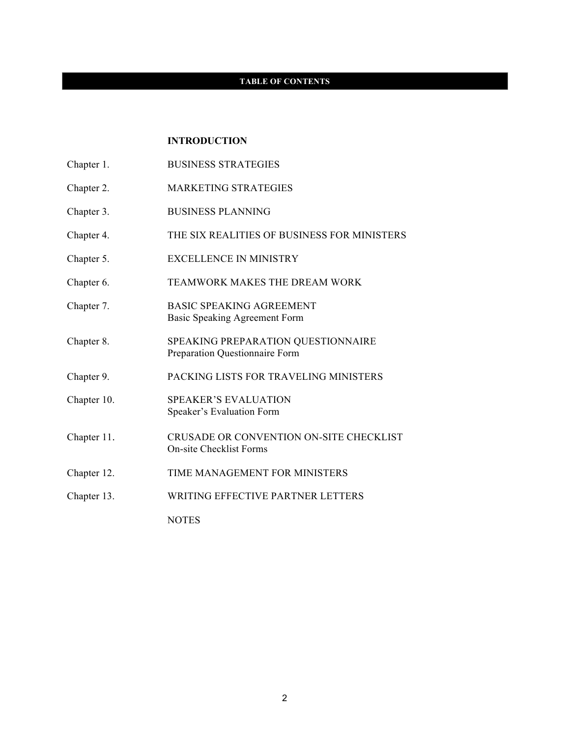# TABLE OF CONTENTS

**INTRODUCTION**

| | |
|---|---|
| Chapter 1. | BUSINESS STRATEGIES |
| Chapter 2. | MARKETING STRATEGIES |
| Chapter 3. | BUSINESS PLANNING |
| Chapter 4. | THE SIX REALITIES OF BUSINESS FOR MINISTERS |
| Chapter 5. | EXCELLENCE IN MINISTRY |
| Chapter 6. | TEAMWORK MAKES THE DREAM WORK |
| Chapter 7. | BASIC SPEAKING AGREEMENT<br>Basic Speaking Agreement Form |
| Chapter 8. | SPEAKING PREPARATION QUESTIONNAIRE<br>Preparation Questionnaire Form |
| Chapter 9. | PACKING LISTS FOR TRAVELING MINISTERS |
| Chapter 10. | SPEAKER'S EVALUATION<br>Speaker's Evaluation Form |
| Chapter 11. | CRUSADE OR CONVENTION ON-SITE CHECKLIST<br>On-site Checklist Forms |
| Chapter 12. | TIME MANAGEMENT FOR MINISTERS |
| Chapter 13. | WRITING EFFECTIVE PARTNER LETTERS |

NOTES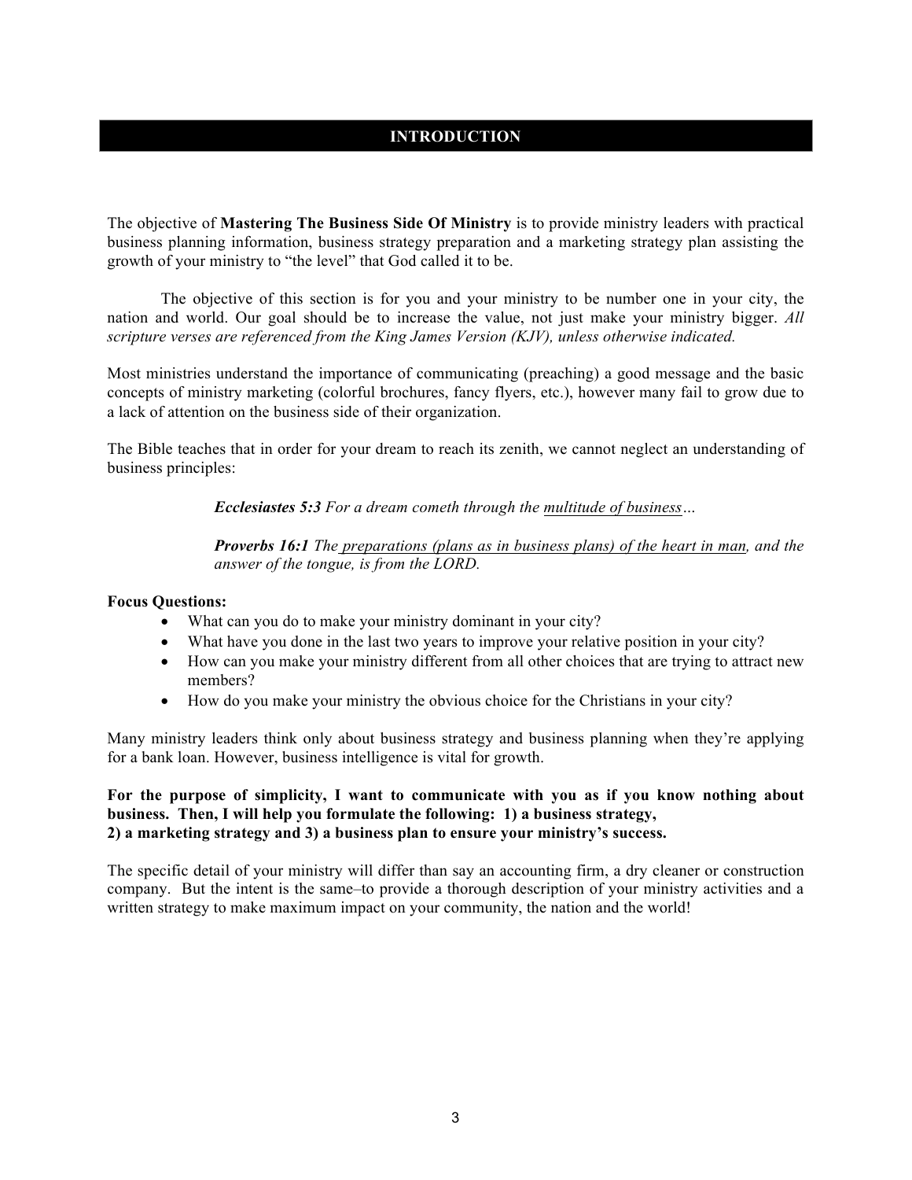# INTRODUCTION

The objective of **Mastering The Business Side Of Ministry** is to provide ministry leaders with practical business planning information, business strategy preparation and a marketing strategy plan assisting the growth of your ministry to "the level" that God called it to be.

The objective of this section is for you and your ministry to be number one in your city, the nation and world. Our goal should be to increase the value, not just make your ministry bigger. *All scripture verses are referenced from the King James Version (KJV), unless otherwise indicated.*

Most ministries understand the importance of communicating (preaching) a good message and the basic concepts of ministry marketing (colorful brochures, fancy flyers, etc.), however many fail to grow due to a lack of attention on the business side of their organization.

The Bible teaches that in order for your dream to reach its zenith, we cannot neglect an understanding of business principles:

> ***Ecclesiastes 5:3*** *For a dream cometh through the <u>multitude of business</u>…*
>
> ***Proverbs 16:1*** *The <u>preparations (plans as in business plans) of the heart in man</u>, and the answer of the tongue, is from the LORD.*

**Focus Questions:**

- What can you do to make your ministry dominant in your city?
- What have you done in the last two years to improve your relative position in your city?
- How can you make your ministry different from all other choices that are trying to attract new members?
- How do you make your ministry the obvious choice for the Christians in your city?

Many ministry leaders think only about business strategy and business planning when they're applying for a bank loan. However, business intelligence is vital for growth.

**For the purpose of simplicity, I want to communicate with you as if you know nothing about business. Then, I will help you formulate the following: 1) a business strategy, 2) a marketing strategy and 3) a business plan to ensure your ministry's success.**

The specific detail of your ministry will differ than say an accounting firm, a dry cleaner or construction company. But the intent is the same–to provide a thorough description of your ministry activities and a written strategy to make maximum impact on your community, the nation and the world!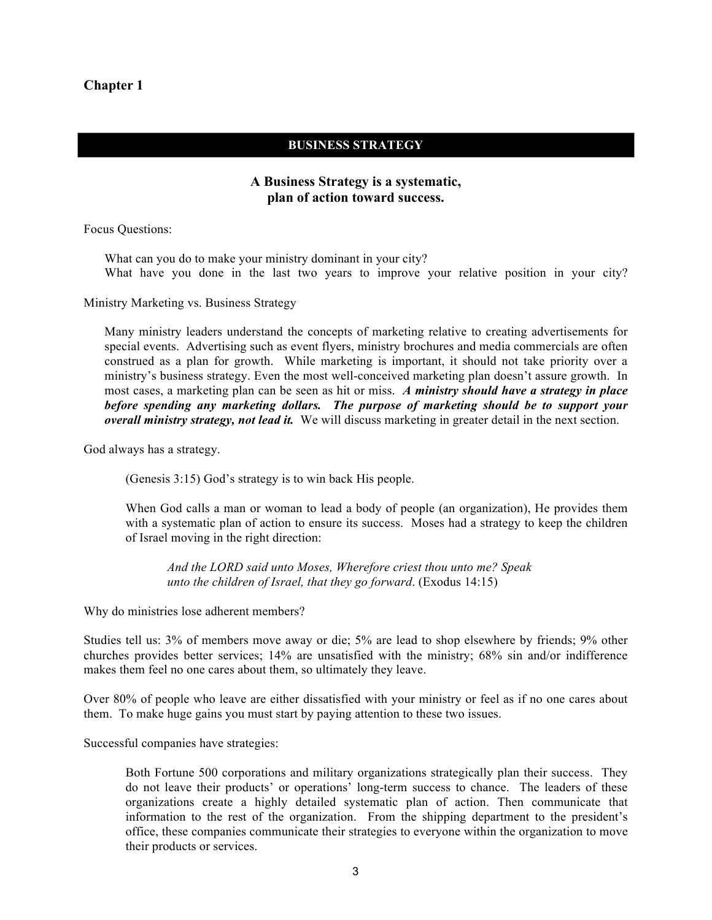## Chapter 1

### BUSINESS STRATEGY

**A Business Strategy is a systematic, plan of action toward success.**

Focus Questions:

What can you do to make your ministry dominant in your city?
What have you done in the last two years to improve your relative position in your city?

Ministry Marketing vs. Business Strategy

Many ministry leaders understand the concepts of marketing relative to creating advertisements for special events. Advertising such as event flyers, ministry brochures and media commercials are often construed as a plan for growth. While marketing is important, it should not take priority over a ministry's business strategy. Even the most well-conceived marketing plan doesn't assure growth. In most cases, a marketing plan can be seen as hit or miss. ***A ministry should have a strategy in place before spending any marketing dollars. The purpose of marketing should be to support your overall ministry strategy, not lead it.*** We will discuss marketing in greater detail in the next section.

God always has a strategy.

(Genesis 3:15) God's strategy is to win back His people.

When God calls a man or woman to lead a body of people (an organization), He provides them with a systematic plan of action to ensure its success. Moses had a strategy to keep the children of Israel moving in the right direction:

*And the LORD said unto Moses, Wherefore criest thou unto me? Speak unto the children of Israel, that they go forward*. (Exodus 14:15)

Why do ministries lose adherent members?

Studies tell us: 3% of members move away or die; 5% are lead to shop elsewhere by friends; 9% other churches provides better services; 14% are unsatisfied with the ministry; 68% sin and/or indifference makes them feel no one cares about them, so ultimately they leave.

Over 80% of people who leave are either dissatisfied with your ministry or feel as if no one cares about them. To make huge gains you must start by paying attention to these two issues.

Successful companies have strategies:

Both Fortune 500 corporations and military organizations strategically plan their success. They do not leave their products' or operations' long-term success to chance. The leaders of these organizations create a highly detailed systematic plan of action. Then communicate that information to the rest of the organization. From the shipping department to the president's office, these companies communicate their strategies to everyone within the organization to move their products or services.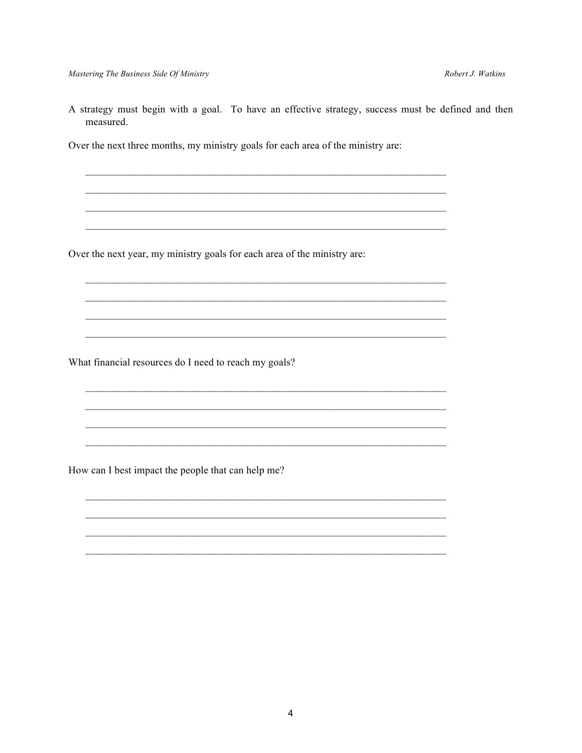A strategy must begin with a goal. To have an effective strategy, success must be defined and then measured.

Over the next three months, my ministry goals for each area of the ministry are:

______________________________________________________________________

______________________________________________________________________

______________________________________________________________________

______________________________________________________________________

Over the next year, my ministry goals for each area of the ministry are:

______________________________________________________________________

______________________________________________________________________

______________________________________________________________________

______________________________________________________________________

What financial resources do I need to reach my goals?

______________________________________________________________________

______________________________________________________________________

______________________________________________________________________

______________________________________________________________________

How can I best impact the people that can help me?

______________________________________________________________________

______________________________________________________________________

______________________________________________________________________

______________________________________________________________________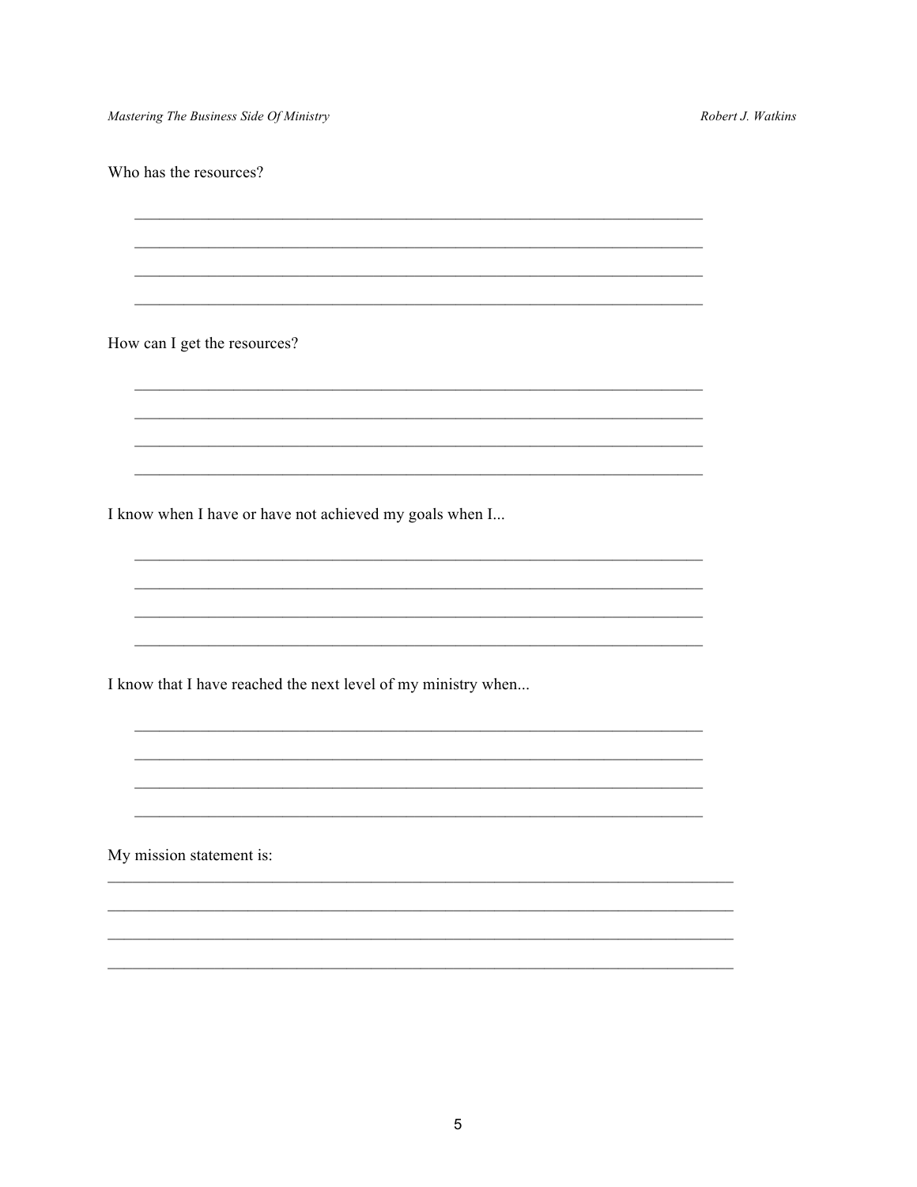Who has the resources?

\_\_\_\_\_\_\_\_\_\_\_\_\_\_\_\_\_\_\_\_\_\_\_\_\_\_\_\_\_\_\_\_\_\_\_\_\_\_\_\_\_\_\_\_\_\_\_\_\_\_\_\_\_\_\_\_\_\_\_\_\_\_\_\_\_\_\_\_

\_\_\_\_\_\_\_\_\_\_\_\_\_\_\_\_\_\_\_\_\_\_\_\_\_\_\_\_\_\_\_\_\_\_\_\_\_\_\_\_\_\_\_\_\_\_\_\_\_\_\_\_\_\_\_\_\_\_\_\_\_\_\_\_\_\_\_\_

\_\_\_\_\_\_\_\_\_\_\_\_\_\_\_\_\_\_\_\_\_\_\_\_\_\_\_\_\_\_\_\_\_\_\_\_\_\_\_\_\_\_\_\_\_\_\_\_\_\_\_\_\_\_\_\_\_\_\_\_\_\_\_\_\_\_\_\_

\_\_\_\_\_\_\_\_\_\_\_\_\_\_\_\_\_\_\_\_\_\_\_\_\_\_\_\_\_\_\_\_\_\_\_\_\_\_\_\_\_\_\_\_\_\_\_\_\_\_\_\_\_\_\_\_\_\_\_\_\_\_\_\_\_\_\_\_

How can I get the resources?

\_\_\_\_\_\_\_\_\_\_\_\_\_\_\_\_\_\_\_\_\_\_\_\_\_\_\_\_\_\_\_\_\_\_\_\_\_\_\_\_\_\_\_\_\_\_\_\_\_\_\_\_\_\_\_\_\_\_\_\_\_\_\_\_\_\_\_\_

\_\_\_\_\_\_\_\_\_\_\_\_\_\_\_\_\_\_\_\_\_\_\_\_\_\_\_\_\_\_\_\_\_\_\_\_\_\_\_\_\_\_\_\_\_\_\_\_\_\_\_\_\_\_\_\_\_\_\_\_\_\_\_\_\_\_\_\_

\_\_\_\_\_\_\_\_\_\_\_\_\_\_\_\_\_\_\_\_\_\_\_\_\_\_\_\_\_\_\_\_\_\_\_\_\_\_\_\_\_\_\_\_\_\_\_\_\_\_\_\_\_\_\_\_\_\_\_\_\_\_\_\_\_\_\_\_

\_\_\_\_\_\_\_\_\_\_\_\_\_\_\_\_\_\_\_\_\_\_\_\_\_\_\_\_\_\_\_\_\_\_\_\_\_\_\_\_\_\_\_\_\_\_\_\_\_\_\_\_\_\_\_\_\_\_\_\_\_\_\_\_\_\_\_\_

I know when I have or have not achieved my goals when I...

\_\_\_\_\_\_\_\_\_\_\_\_\_\_\_\_\_\_\_\_\_\_\_\_\_\_\_\_\_\_\_\_\_\_\_\_\_\_\_\_\_\_\_\_\_\_\_\_\_\_\_\_\_\_\_\_\_\_\_\_\_\_\_\_\_\_\_\_

\_\_\_\_\_\_\_\_\_\_\_\_\_\_\_\_\_\_\_\_\_\_\_\_\_\_\_\_\_\_\_\_\_\_\_\_\_\_\_\_\_\_\_\_\_\_\_\_\_\_\_\_\_\_\_\_\_\_\_\_\_\_\_\_\_\_\_\_

\_\_\_\_\_\_\_\_\_\_\_\_\_\_\_\_\_\_\_\_\_\_\_\_\_\_\_\_\_\_\_\_\_\_\_\_\_\_\_\_\_\_\_\_\_\_\_\_\_\_\_\_\_\_\_\_\_\_\_\_\_\_\_\_\_\_\_\_

\_\_\_\_\_\_\_\_\_\_\_\_\_\_\_\_\_\_\_\_\_\_\_\_\_\_\_\_\_\_\_\_\_\_\_\_\_\_\_\_\_\_\_\_\_\_\_\_\_\_\_\_\_\_\_\_\_\_\_\_\_\_\_\_\_\_\_\_

I know that I have reached the next level of my ministry when...

\_\_\_\_\_\_\_\_\_\_\_\_\_\_\_\_\_\_\_\_\_\_\_\_\_\_\_\_\_\_\_\_\_\_\_\_\_\_\_\_\_\_\_\_\_\_\_\_\_\_\_\_\_\_\_\_\_\_\_\_\_\_\_\_\_\_\_\_

\_\_\_\_\_\_\_\_\_\_\_\_\_\_\_\_\_\_\_\_\_\_\_\_\_\_\_\_\_\_\_\_\_\_\_\_\_\_\_\_\_\_\_\_\_\_\_\_\_\_\_\_\_\_\_\_\_\_\_\_\_\_\_\_\_\_\_\_

\_\_\_\_\_\_\_\_\_\_\_\_\_\_\_\_\_\_\_\_\_\_\_\_\_\_\_\_\_\_\_\_\_\_\_\_\_\_\_\_\_\_\_\_\_\_\_\_\_\_\_\_\_\_\_\_\_\_\_\_\_\_\_\_\_\_\_\_

\_\_\_\_\_\_\_\_\_\_\_\_\_\_\_\_\_\_\_\_\_\_\_\_\_\_\_\_\_\_\_\_\_\_\_\_\_\_\_\_\_\_\_\_\_\_\_\_\_\_\_\_\_\_\_\_\_\_\_\_\_\_\_\_\_\_\_\_

My mission statement is:

\_\_\_\_\_\_\_\_\_\_\_\_\_\_\_\_\_\_\_\_\_\_\_\_\_\_\_\_\_\_\_\_\_\_\_\_\_\_\_\_\_\_\_\_\_\_\_\_\_\_\_\_\_\_\_\_\_\_\_\_\_\_\_\_\_\_\_\_\_\_\_\_

\_\_\_\_\_\_\_\_\_\_\_\_\_\_\_\_\_\_\_\_\_\_\_\_\_\_\_\_\_\_\_\_\_\_\_\_\_\_\_\_\_\_\_\_\_\_\_\_\_\_\_\_\_\_\_\_\_\_\_\_\_\_\_\_\_\_\_\_\_\_\_\_

\_\_\_\_\_\_\_\_\_\_\_\_\_\_\_\_\_\_\_\_\_\_\_\_\_\_\_\_\_\_\_\_\_\_\_\_\_\_\_\_\_\_\_\_\_\_\_\_\_\_\_\_\_\_\_\_\_\_\_\_\_\_\_\_\_\_\_\_\_\_\_\_

\_\_\_\_\_\_\_\_\_\_\_\_\_\_\_\_\_\_\_\_\_\_\_\_\_\_\_\_\_\_\_\_\_\_\_\_\_\_\_\_\_\_\_\_\_\_\_\_\_\_\_\_\_\_\_\_\_\_\_\_\_\_\_\_\_\_\_\_\_\_\_\_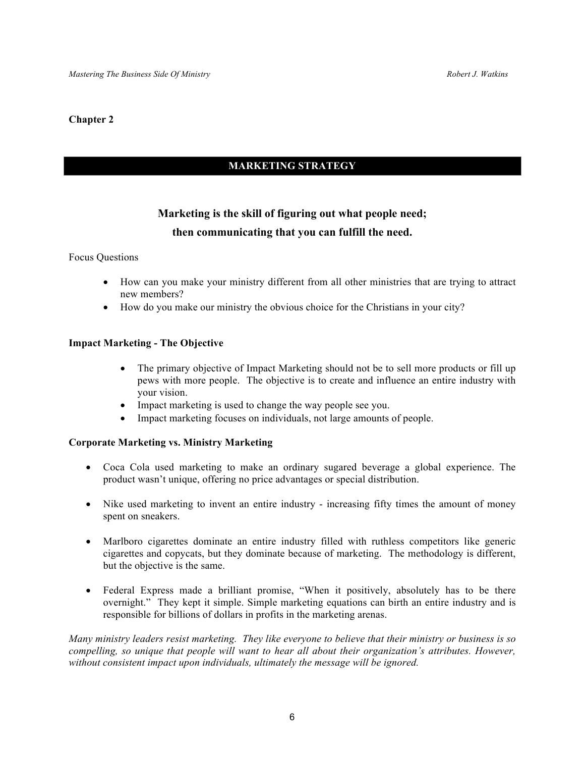**Chapter 2**

## MARKETING STRATEGY

### Marketing is the skill of figuring out what people need; then communicating that you can fulfill the need.

Focus Questions

- How can you make your ministry different from all other ministries that are trying to attract new members?
- How do you make our ministry the obvious choice for the Christians in your city?

**Impact Marketing - The Objective**

- The primary objective of Impact Marketing should not be to sell more products or fill up pews with more people. The objective is to create and influence an entire industry with your vision.
- Impact marketing is used to change the way people see you.
- Impact marketing focuses on individuals, not large amounts of people.

**Corporate Marketing vs. Ministry Marketing**

- Coca Cola used marketing to make an ordinary sugared beverage a global experience. The product wasn't unique, offering no price advantages or special distribution.

- Nike used marketing to invent an entire industry - increasing fifty times the amount of money spent on sneakers.

- Marlboro cigarettes dominate an entire industry filled with ruthless competitors like generic cigarettes and copycats, but they dominate because of marketing. The methodology is different, but the objective is the same.

- Federal Express made a brilliant promise, "When it positively, absolutely has to be there overnight." They kept it simple. Simple marketing equations can birth an entire industry and is responsible for billions of dollars in profits in the marketing arenas.

*Many ministry leaders resist marketing. They like everyone to believe that their ministry or business is so compelling, so unique that people will want to hear all about their organization's attributes. However, without consistent impact upon individuals, ultimately the message will be ignored.*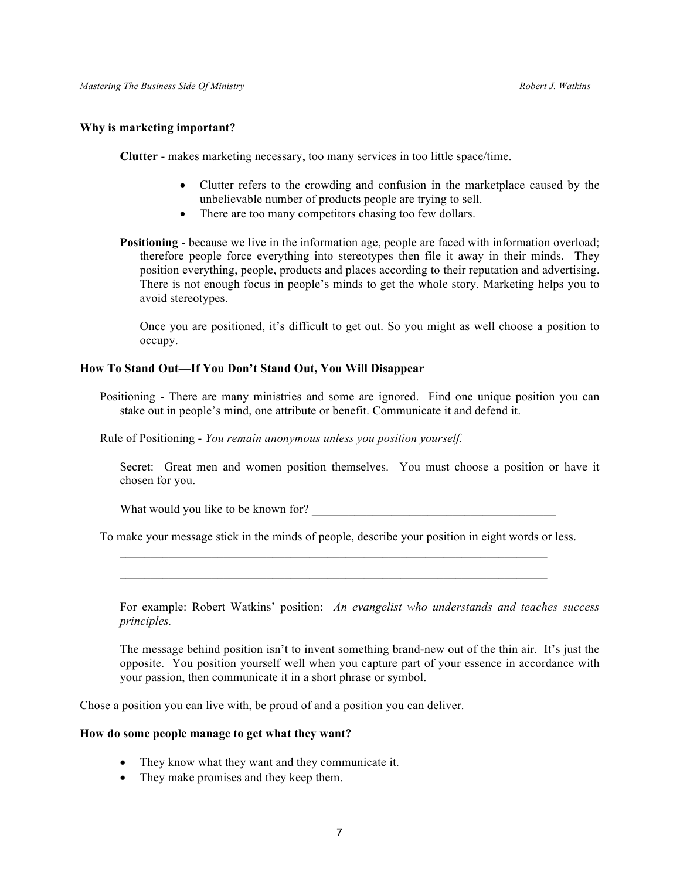**Why is marketing important?**

**Clutter** - makes marketing necessary, too many services in too little space/time.

- Clutter refers to the crowding and confusion in the marketplace caused by the unbelievable number of products people are trying to sell.
- There are too many competitors chasing too few dollars.

**Positioning** - because we live in the information age, people are faced with information overload; therefore people force everything into stereotypes then file it away in their minds. They position everything, people, products and places according to their reputation and advertising. There is not enough focus in people's minds to get the whole story. Marketing helps you to avoid stereotypes.

Once you are positioned, it's difficult to get out. So you might as well choose a position to occupy.

**How To Stand Out—If You Don't Stand Out, You Will Disappear**

Positioning - There are many ministries and some are ignored. Find one unique position you can stake out in people's mind, one attribute or benefit. Communicate it and defend it.

Rule of Positioning - *You remain anonymous unless you position yourself.*

Secret: Great men and women position themselves. You must choose a position or have it chosen for you.

What would you like to be known for? ________________________________________

To make your message stick in the minds of people, describe your position in eight words or less.

___________________________________________________________________________

___________________________________________________________________________

For example: Robert Watkins' position: *An evangelist who understands and teaches success principles.*

The message behind position isn't to invent something brand-new out of the thin air. It's just the opposite. You position yourself well when you capture part of your essence in accordance with your passion, then communicate it in a short phrase or symbol.

Chose a position you can live with, be proud of and a position you can deliver.

**How do some people manage to get what they want?**

- They know what they want and they communicate it.
- They make promises and they keep them.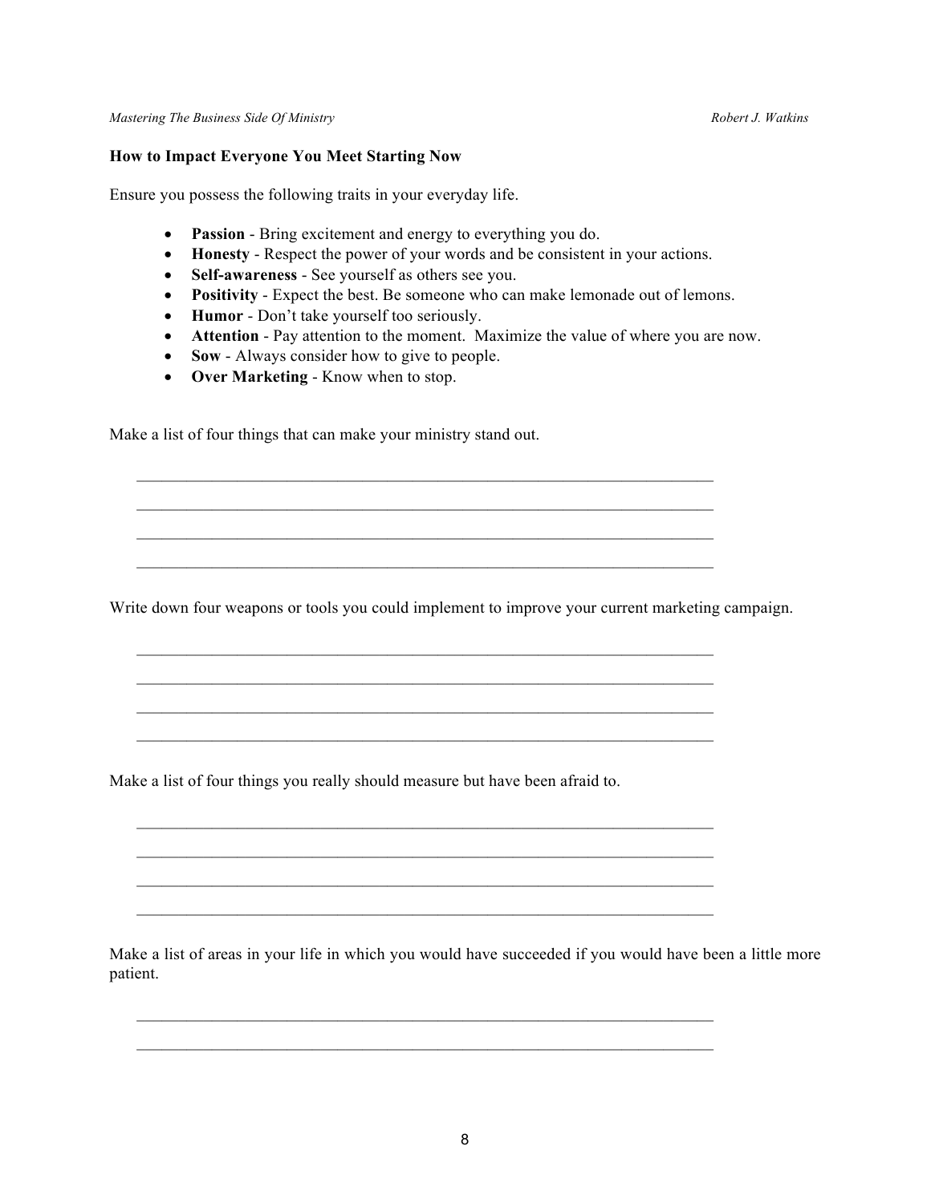**How to Impact Everyone You Meet Starting Now**

Ensure you possess the following traits in your everyday life.

- **Passion** - Bring excitement and energy to everything you do.
- **Honesty** - Respect the power of your words and be consistent in your actions.
- **Self-awareness** - See yourself as others see you.
- **Positivity** - Expect the best. Be someone who can make lemonade out of lemons.
- **Humor** - Don't take yourself too seriously.
- **Attention** - Pay attention to the moment. Maximize the value of where you are now.
- **Sow** - Always consider how to give to people.
- **Over Marketing** - Know when to stop.

Make a list of four things that can make your ministry stand out.

_______________________________________________________________________

_______________________________________________________________________

_______________________________________________________________________

_______________________________________________________________________

Write down four weapons or tools you could implement to improve your current marketing campaign.

_______________________________________________________________________

_______________________________________________________________________

_______________________________________________________________________

_______________________________________________________________________

Make a list of four things you really should measure but have been afraid to.

_______________________________________________________________________

_______________________________________________________________________

_______________________________________________________________________

_______________________________________________________________________

Make a list of areas in your life in which you would have succeeded if you would have been a little more patient.

_______________________________________________________________________

_______________________________________________________________________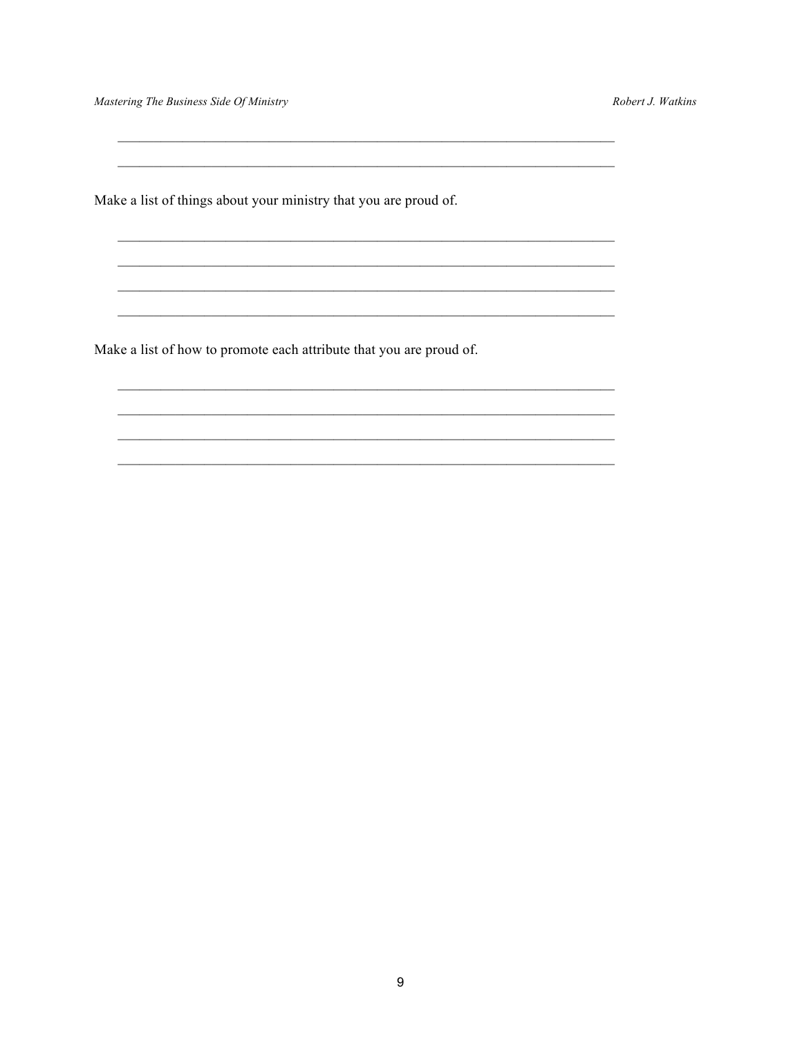\_\_\_\_\_\_\_\_\_\_\_\_\_\_\_\_\_\_\_\_\_\_\_\_\_\_\_\_\_\_\_\_\_\_\_\_\_\_\_\_\_\_\_\_\_\_\_\_\_\_\_\_\_\_\_\_\_\_\_\_\_\_\_\_\_\_\_\_

\_\_\_\_\_\_\_\_\_\_\_\_\_\_\_\_\_\_\_\_\_\_\_\_\_\_\_\_\_\_\_\_\_\_\_\_\_\_\_\_\_\_\_\_\_\_\_\_\_\_\_\_\_\_\_\_\_\_\_\_\_\_\_\_\_\_\_\_

Make a list of things about your ministry that you are proud of.

\_\_\_\_\_\_\_\_\_\_\_\_\_\_\_\_\_\_\_\_\_\_\_\_\_\_\_\_\_\_\_\_\_\_\_\_\_\_\_\_\_\_\_\_\_\_\_\_\_\_\_\_\_\_\_\_\_\_\_\_\_\_\_\_\_\_\_\_

\_\_\_\_\_\_\_\_\_\_\_\_\_\_\_\_\_\_\_\_\_\_\_\_\_\_\_\_\_\_\_\_\_\_\_\_\_\_\_\_\_\_\_\_\_\_\_\_\_\_\_\_\_\_\_\_\_\_\_\_\_\_\_\_\_\_\_\_

\_\_\_\_\_\_\_\_\_\_\_\_\_\_\_\_\_\_\_\_\_\_\_\_\_\_\_\_\_\_\_\_\_\_\_\_\_\_\_\_\_\_\_\_\_\_\_\_\_\_\_\_\_\_\_\_\_\_\_\_\_\_\_\_\_\_\_\_

\_\_\_\_\_\_\_\_\_\_\_\_\_\_\_\_\_\_\_\_\_\_\_\_\_\_\_\_\_\_\_\_\_\_\_\_\_\_\_\_\_\_\_\_\_\_\_\_\_\_\_\_\_\_\_\_\_\_\_\_\_\_\_\_\_\_\_\_

Make a list of how to promote each attribute that you are proud of.

\_\_\_\_\_\_\_\_\_\_\_\_\_\_\_\_\_\_\_\_\_\_\_\_\_\_\_\_\_\_\_\_\_\_\_\_\_\_\_\_\_\_\_\_\_\_\_\_\_\_\_\_\_\_\_\_\_\_\_\_\_\_\_\_\_\_\_\_

\_\_\_\_\_\_\_\_\_\_\_\_\_\_\_\_\_\_\_\_\_\_\_\_\_\_\_\_\_\_\_\_\_\_\_\_\_\_\_\_\_\_\_\_\_\_\_\_\_\_\_\_\_\_\_\_\_\_\_\_\_\_\_\_\_\_\_\_

\_\_\_\_\_\_\_\_\_\_\_\_\_\_\_\_\_\_\_\_\_\_\_\_\_\_\_\_\_\_\_\_\_\_\_\_\_\_\_\_\_\_\_\_\_\_\_\_\_\_\_\_\_\_\_\_\_\_\_\_\_\_\_\_\_\_\_\_

\_\_\_\_\_\_\_\_\_\_\_\_\_\_\_\_\_\_\_\_\_\_\_\_\_\_\_\_\_\_\_\_\_\_\_\_\_\_\_\_\_\_\_\_\_\_\_\_\_\_\_\_\_\_\_\_\_\_\_\_\_\_\_\_\_\_\_\_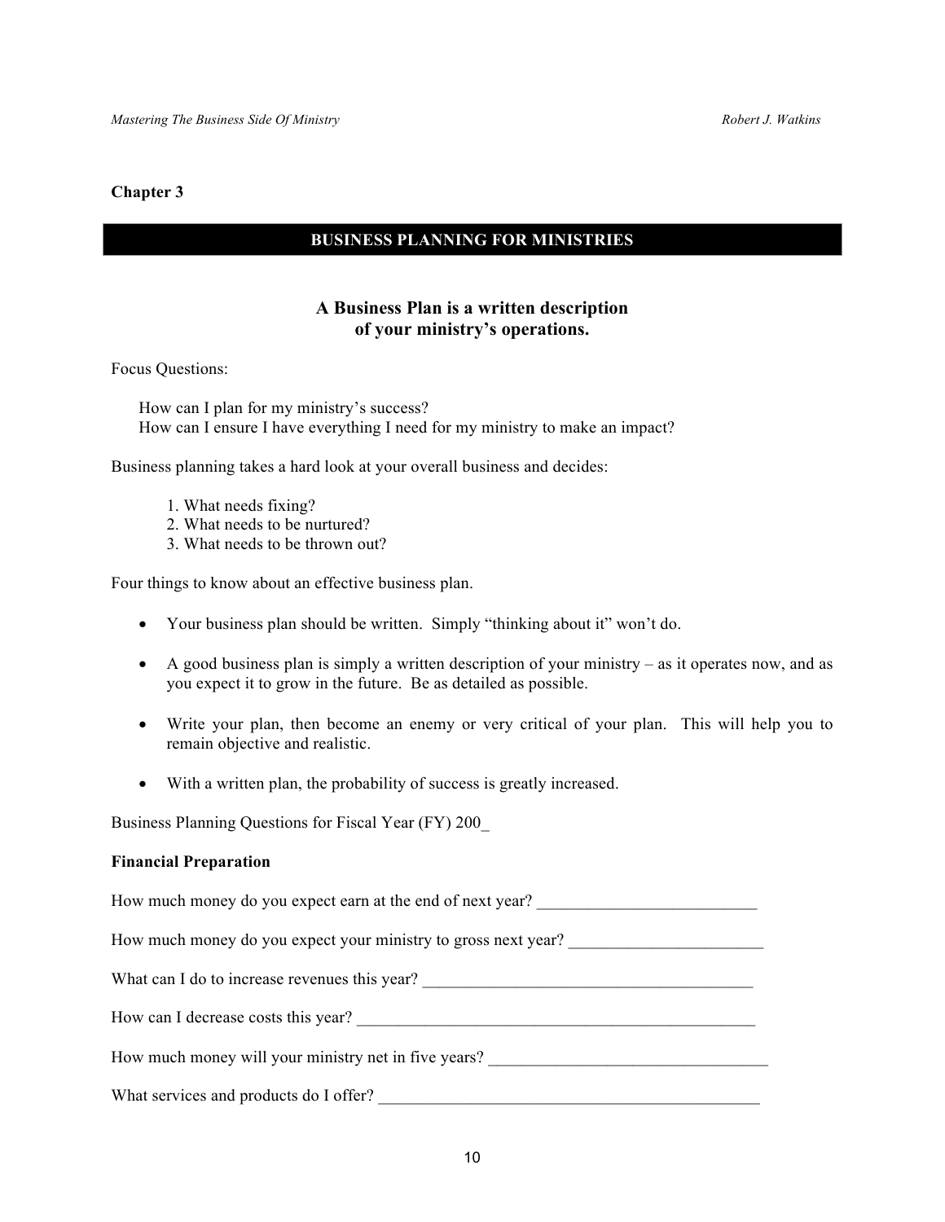**Chapter 3**

## BUSINESS PLANNING FOR MINISTRIES

### A Business Plan is a written description of your ministry's operations.

Focus Questions:

How can I plan for my ministry's success?
How can I ensure I have everything I need for my ministry to make an impact?

Business planning takes a hard look at your overall business and decides:

1. What needs fixing?
2. What needs to be nurtured?
3. What needs to be thrown out?

Four things to know about an effective business plan.

- Your business plan should be written. Simply "thinking about it" won't do.
- A good business plan is simply a written description of your ministry – as it operates now, and as you expect it to grow in the future. Be as detailed as possible.
- Write your plan, then become an enemy or very critical of your plan. This will help you to remain objective and realistic.
- With a written plan, the probability of success is greatly increased.

Business Planning Questions for Fiscal Year (FY) 200_

**Financial Preparation**

How much money do you expect earn at the end of next year? __________________________

How much money do you expect your ministry to gross next year? _______________________

What can I do to increase revenues this year? ________________________________________

How can I decrease costs this year? _________________________________________________

How much money will your ministry net in five years? _________________________________

What services and products do I offer? ______________________________________________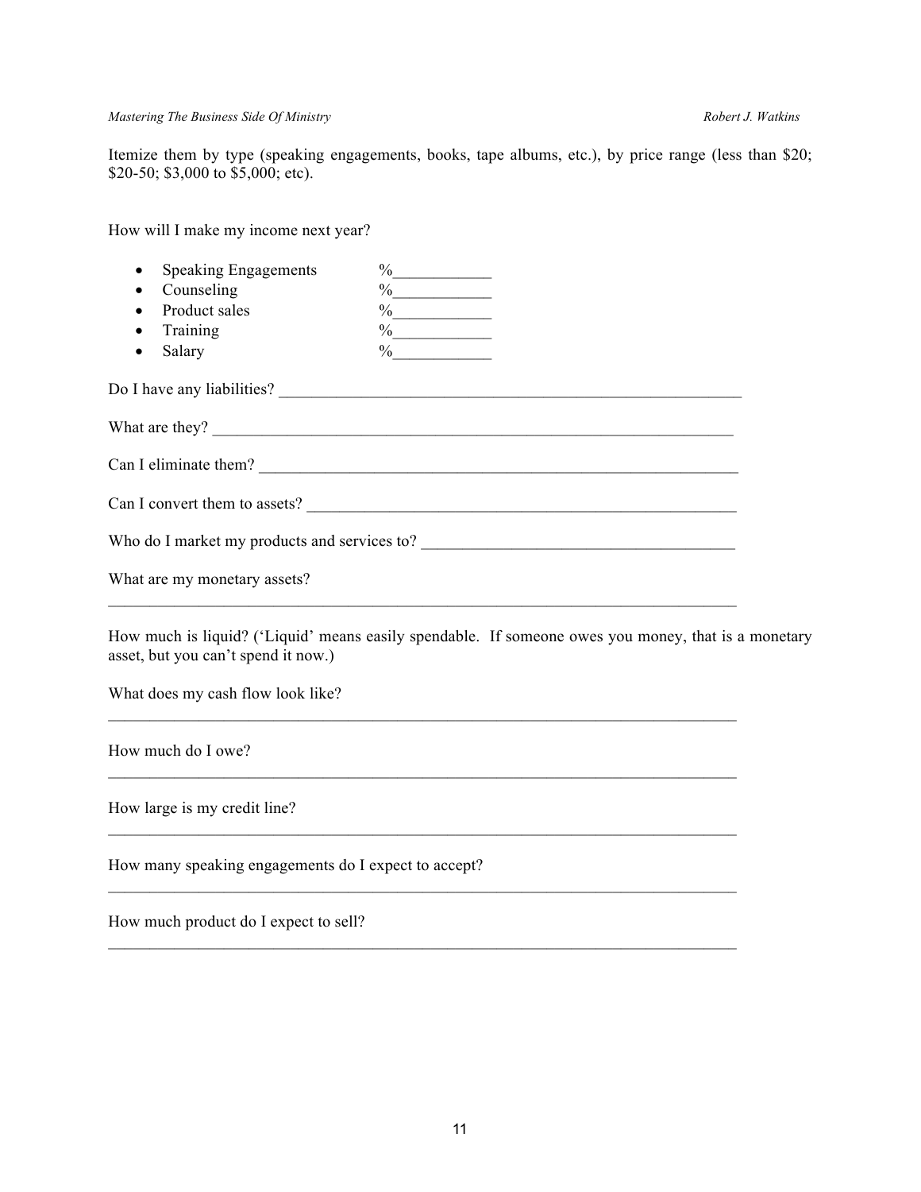Itemize them by type (speaking engagements, books, tape albums, etc.), by price range (less than $20; $20-50; $3,000 to $5,000; etc).

How will I make my income next year?

- Speaking Engagements %____________
- Counseling %____________
- Product sales %____________
- Training %____________
- Salary %____________

Do I have any liabilities? ___________________________________________________________

What are they? ____________________________________________________________________

Can I eliminate them? _______________________________________________________________

Can I convert them to assets? _________________________________________________________

Who do I market my products and services to? ___________________________________________

What are my monetary assets?

_________________________________________________________________________________

How much is liquid? ('Liquid' means easily spendable. If someone owes you money, that is a monetary asset, but you can't spend it now.)

What does my cash flow look like?

_________________________________________________________________________________

How much do I owe?

_________________________________________________________________________________

How large is my credit line?

_________________________________________________________________________________

How many speaking engagements do I expect to accept?

_________________________________________________________________________________

How much product do I expect to sell?

_________________________________________________________________________________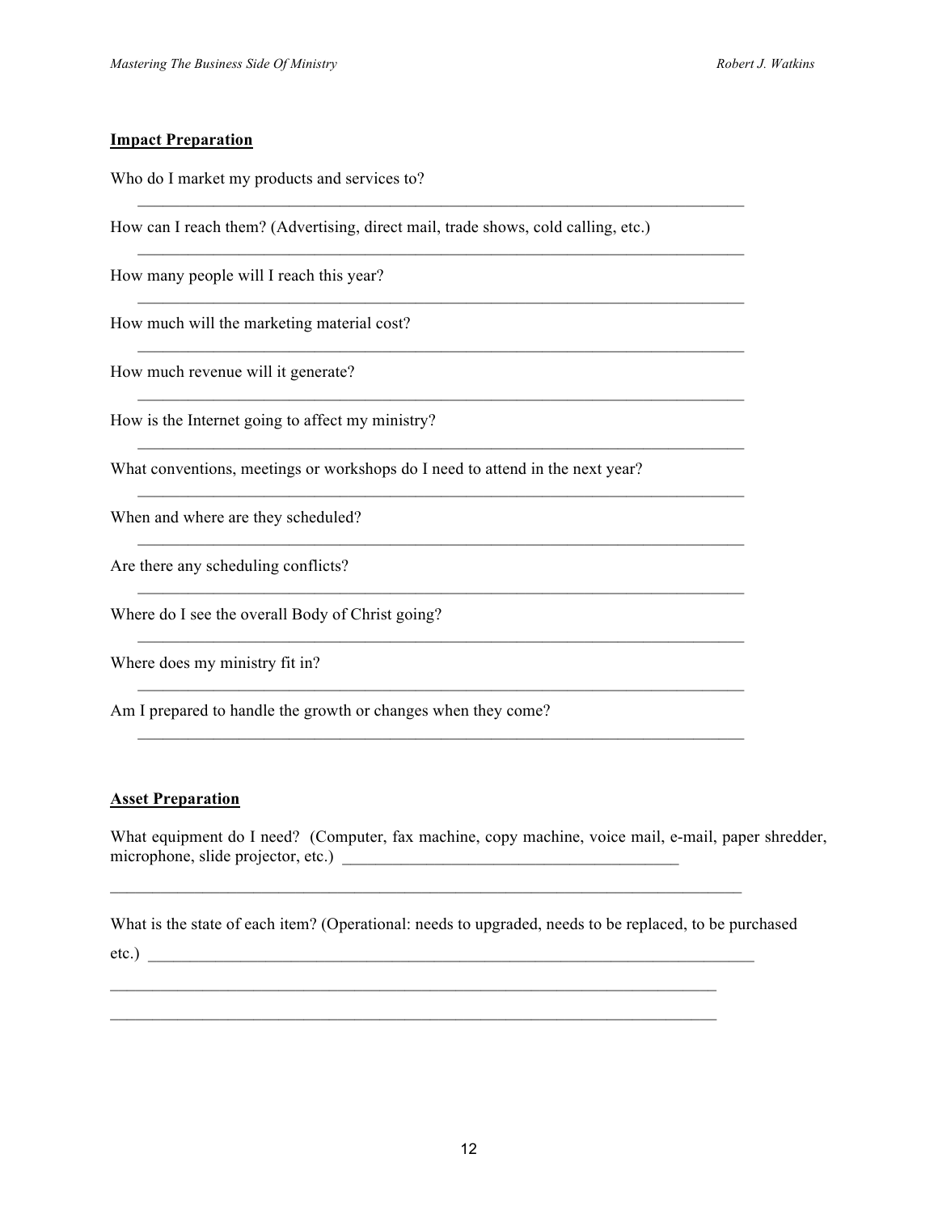**Impact Preparation**

Who do I market my products and services to?

\_\_\_\_\_\_\_\_\_\_\_\_\_\_\_\_\_\_\_\_\_\_\_\_\_\_\_\_\_\_\_\_\_\_\_\_\_\_\_\_\_\_\_\_\_\_\_\_\_\_\_\_\_\_\_\_\_\_\_\_\_\_\_\_\_\_\_\_\_\_\_\_

How can I reach them? (Advertising, direct mail, trade shows, cold calling, etc.)

\_\_\_\_\_\_\_\_\_\_\_\_\_\_\_\_\_\_\_\_\_\_\_\_\_\_\_\_\_\_\_\_\_\_\_\_\_\_\_\_\_\_\_\_\_\_\_\_\_\_\_\_\_\_\_\_\_\_\_\_\_\_\_\_\_\_\_\_\_\_\_\_

How many people will I reach this year?

\_\_\_\_\_\_\_\_\_\_\_\_\_\_\_\_\_\_\_\_\_\_\_\_\_\_\_\_\_\_\_\_\_\_\_\_\_\_\_\_\_\_\_\_\_\_\_\_\_\_\_\_\_\_\_\_\_\_\_\_\_\_\_\_\_\_\_\_\_\_\_\_

How much will the marketing material cost?

\_\_\_\_\_\_\_\_\_\_\_\_\_\_\_\_\_\_\_\_\_\_\_\_\_\_\_\_\_\_\_\_\_\_\_\_\_\_\_\_\_\_\_\_\_\_\_\_\_\_\_\_\_\_\_\_\_\_\_\_\_\_\_\_\_\_\_\_\_\_\_\_

How much revenue will it generate?

\_\_\_\_\_\_\_\_\_\_\_\_\_\_\_\_\_\_\_\_\_\_\_\_\_\_\_\_\_\_\_\_\_\_\_\_\_\_\_\_\_\_\_\_\_\_\_\_\_\_\_\_\_\_\_\_\_\_\_\_\_\_\_\_\_\_\_\_\_\_\_\_

How is the Internet going to affect my ministry?

\_\_\_\_\_\_\_\_\_\_\_\_\_\_\_\_\_\_\_\_\_\_\_\_\_\_\_\_\_\_\_\_\_\_\_\_\_\_\_\_\_\_\_\_\_\_\_\_\_\_\_\_\_\_\_\_\_\_\_\_\_\_\_\_\_\_\_\_\_\_\_\_

What conventions, meetings or workshops do I need to attend in the next year?

\_\_\_\_\_\_\_\_\_\_\_\_\_\_\_\_\_\_\_\_\_\_\_\_\_\_\_\_\_\_\_\_\_\_\_\_\_\_\_\_\_\_\_\_\_\_\_\_\_\_\_\_\_\_\_\_\_\_\_\_\_\_\_\_\_\_\_\_\_\_\_\_

When and where are they scheduled?

\_\_\_\_\_\_\_\_\_\_\_\_\_\_\_\_\_\_\_\_\_\_\_\_\_\_\_\_\_\_\_\_\_\_\_\_\_\_\_\_\_\_\_\_\_\_\_\_\_\_\_\_\_\_\_\_\_\_\_\_\_\_\_\_\_\_\_\_\_\_\_\_

Are there any scheduling conflicts?

\_\_\_\_\_\_\_\_\_\_\_\_\_\_\_\_\_\_\_\_\_\_\_\_\_\_\_\_\_\_\_\_\_\_\_\_\_\_\_\_\_\_\_\_\_\_\_\_\_\_\_\_\_\_\_\_\_\_\_\_\_\_\_\_\_\_\_\_\_\_\_\_

Where do I see the overall Body of Christ going?

\_\_\_\_\_\_\_\_\_\_\_\_\_\_\_\_\_\_\_\_\_\_\_\_\_\_\_\_\_\_\_\_\_\_\_\_\_\_\_\_\_\_\_\_\_\_\_\_\_\_\_\_\_\_\_\_\_\_\_\_\_\_\_\_\_\_\_\_\_\_\_\_

Where does my ministry fit in?

\_\_\_\_\_\_\_\_\_\_\_\_\_\_\_\_\_\_\_\_\_\_\_\_\_\_\_\_\_\_\_\_\_\_\_\_\_\_\_\_\_\_\_\_\_\_\_\_\_\_\_\_\_\_\_\_\_\_\_\_\_\_\_\_\_\_\_\_\_\_\_\_

Am I prepared to handle the growth or changes when they come?

\_\_\_\_\_\_\_\_\_\_\_\_\_\_\_\_\_\_\_\_\_\_\_\_\_\_\_\_\_\_\_\_\_\_\_\_\_\_\_\_\_\_\_\_\_\_\_\_\_\_\_\_\_\_\_\_\_\_\_\_\_\_\_\_\_\_\_\_\_\_\_\_

**Asset Preparation**

What equipment do I need? (Computer, fax machine, copy machine, voice mail, e-mail, paper shredder, microphone, slide projector, etc.) \_\_\_\_\_\_\_\_\_\_\_\_\_\_\_\_\_\_\_\_\_\_\_\_\_\_\_\_\_\_\_\_\_\_\_\_\_\_\_\_

\_\_\_\_\_\_\_\_\_\_\_\_\_\_\_\_\_\_\_\_\_\_\_\_\_\_\_\_\_\_\_\_\_\_\_\_\_\_\_\_\_\_\_\_\_\_\_\_\_\_\_\_\_\_\_\_\_\_\_\_\_\_\_\_\_\_\_\_\_\_\_\_

What is the state of each item? (Operational: needs to upgraded, needs to be replaced, to be purchased etc.) \_\_\_\_\_\_\_\_\_\_\_\_\_\_\_\_\_\_\_\_\_\_\_\_\_\_\_\_\_\_\_\_\_\_\_\_\_\_\_\_\_\_\_\_\_\_\_\_\_\_\_\_\_\_\_\_\_\_\_\_\_\_\_\_\_\_\_\_\_\_

\_\_\_\_\_\_\_\_\_\_\_\_\_\_\_\_\_\_\_\_\_\_\_\_\_\_\_\_\_\_\_\_\_\_\_\_\_\_\_\_\_\_\_\_\_\_\_\_\_\_\_\_\_\_\_\_\_\_\_\_\_\_\_\_\_\_\_\_\_\_\_\_

\_\_\_\_\_\_\_\_\_\_\_\_\_\_\_\_\_\_\_\_\_\_\_\_\_\_\_\_\_\_\_\_\_\_\_\_\_\_\_\_\_\_\_\_\_\_\_\_\_\_\_\_\_\_\_\_\_\_\_\_\_\_\_\_\_\_\_\_\_\_\_\_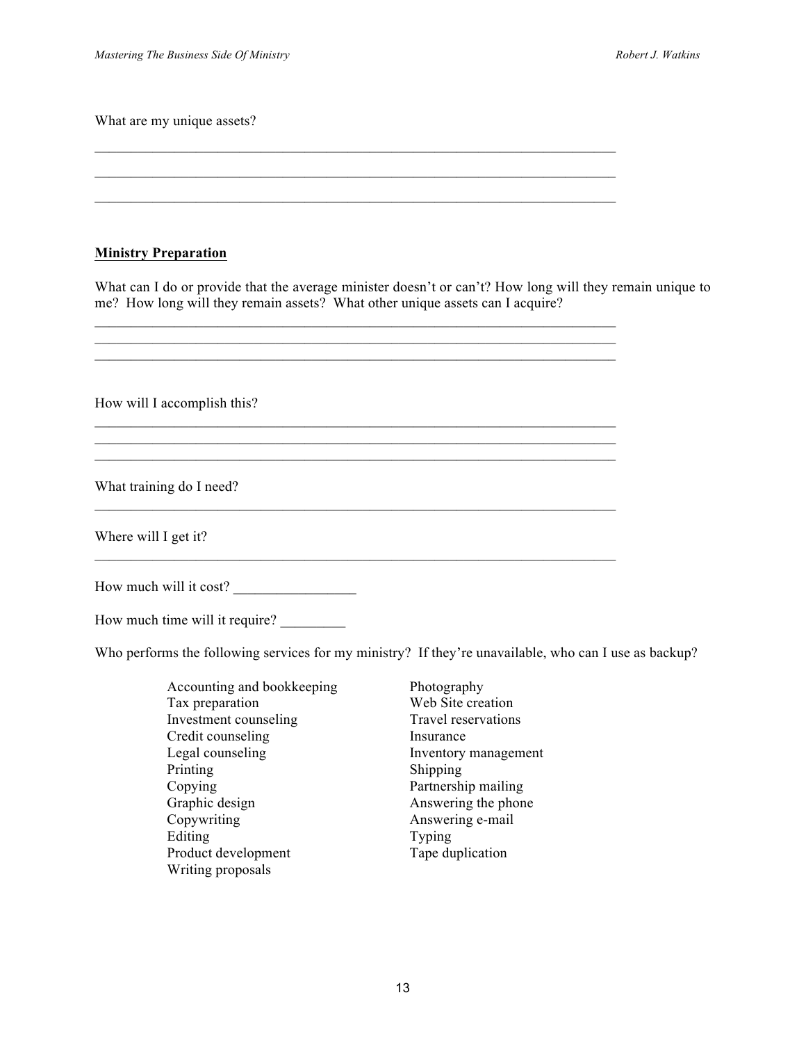What are my unique assets?

___________________________________________________________________________

___________________________________________________________________________

___________________________________________________________________________

**Ministry Preparation**

What can I do or provide that the average minister doesn't or can't? How long will they remain unique to me? How long will they remain assets? What other unique assets can I acquire?

___________________________________________________________________________
___________________________________________________________________________
___________________________________________________________________________

How will I accomplish this?

___________________________________________________________________________
___________________________________________________________________________
___________________________________________________________________________

What training do I need?

___________________________________________________________________________

Where will I get it?

___________________________________________________________________________

How much will it cost? _________________

How much time will it require? _________

Who performs the following services for my ministry? If they're unavailable, who can I use as backup?

- Accounting and bookkeeping
- Tax preparation
- Investment counseling
- Credit counseling
- Legal counseling
- Printing
- Copying
- Graphic design
- Copywriting
- Editing
- Product development
- Writing proposals
- Photography
- Web Site creation
- Travel reservations
- Insurance
- Inventory management
- Shipping
- Partnership mailing
- Answering the phone
- Answering e-mail
- Typing
- Tape duplication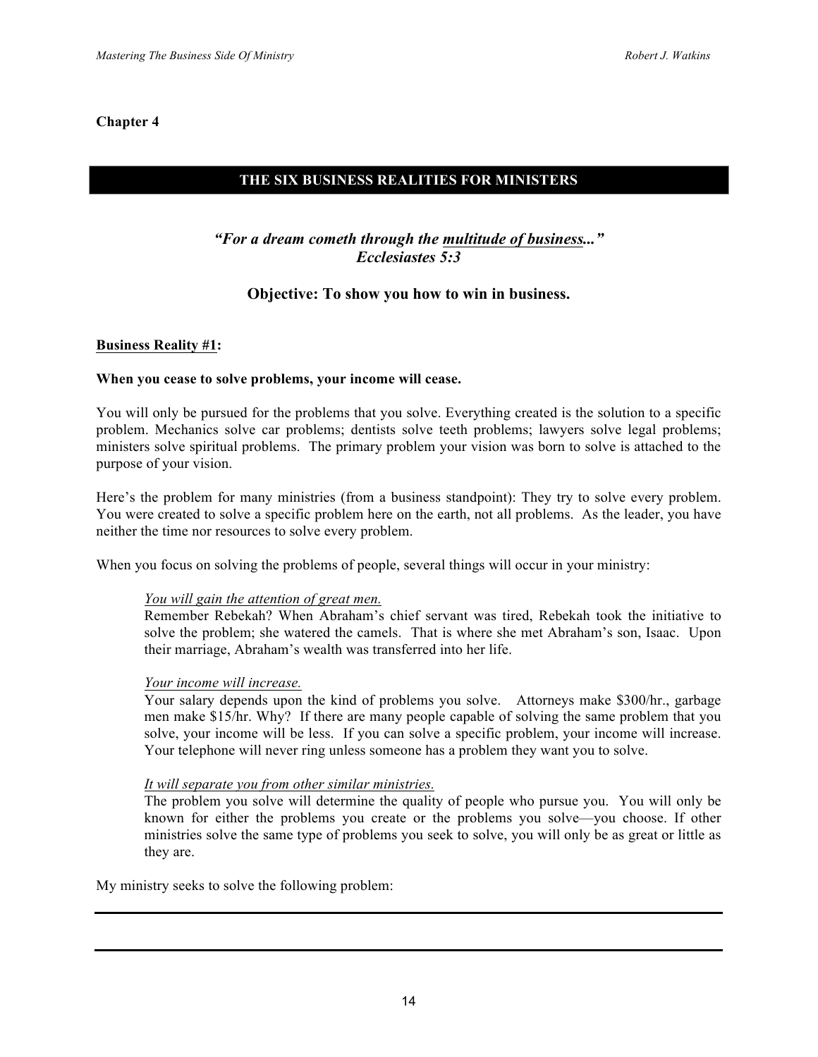**Chapter 4**

## THE SIX BUSINESS REALITIES FOR MINISTERS

***"For a dream cometh through the <u>multitude of business</u>..."***
***Ecclesiastes 5:3***

**Objective: To show you how to win in business.**

**<u>Business Reality #1</u>:**

**When you cease to solve problems, your income will cease.**

You will only be pursued for the problems that you solve. Everything created is the solution to a specific problem. Mechanics solve car problems; dentists solve teeth problems; lawyers solve legal problems; ministers solve spiritual problems. The primary problem your vision was born to solve is attached to the purpose of your vision.

Here's the problem for many ministries (from a business standpoint): They try to solve every problem. You were created to solve a specific problem here on the earth, not all problems. As the leader, you have neither the time nor resources to solve every problem.

When you focus on solving the problems of people, several things will occur in your ministry:

> *<u>You will gain the attention of great men.</u>*
> Remember Rebekah? When Abraham's chief servant was tired, Rebekah took the initiative to solve the problem; she watered the camels. That is where she met Abraham's son, Isaac. Upon their marriage, Abraham's wealth was transferred into her life.
>
> *<u>Your income will increase.</u>*
> Your salary depends upon the kind of problems you solve. Attorneys make $300/hr., garbage men make $15/hr. Why? If there are many people capable of solving the same problem that you solve, your income will be less. If you can solve a specific problem, your income will increase. Your telephone will never ring unless someone has a problem they want you to solve.
>
> *<u>It will separate you from other similar ministries.</u>*
> The problem you solve will determine the quality of people who pursue you. You will only be known for either the problems you create or the problems you solve—you choose. If other ministries solve the same type of problems you seek to solve, you will only be as great or little as they are.

My ministry seeks to solve the following problem:

---

---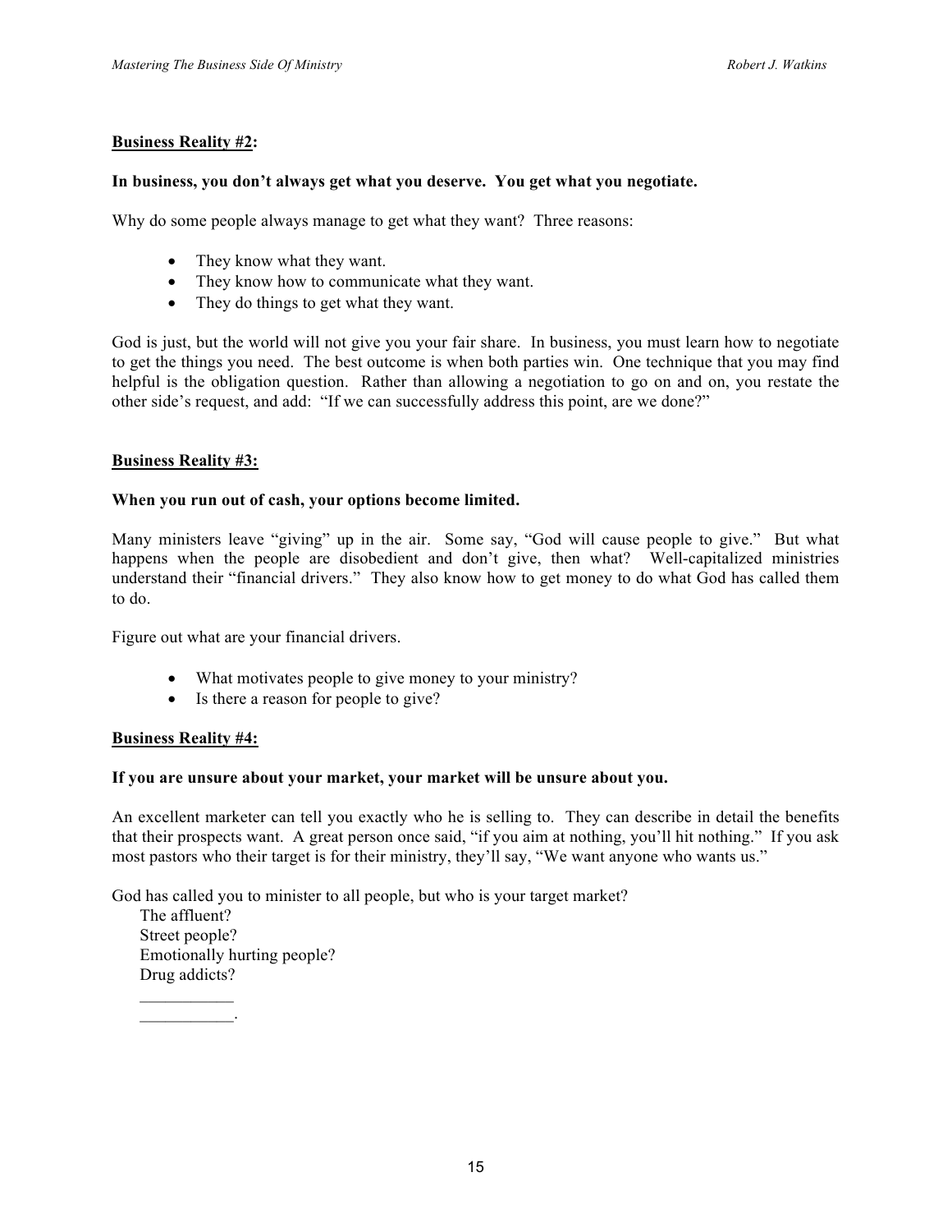**<u>Business Reality #2</u>:**

**In business, you don't always get what you deserve.  You get what you negotiate.**

Why do some people always manage to get what they want?  Three reasons:

- They know what they want.
- They know how to communicate what they want.
- They do things to get what they want.

God is just, but the world will not give you your fair share.  In business, you must learn how to negotiate to get the things you need.  The best outcome is when both parties win.  One technique that you may find helpful is the obligation question.  Rather than allowing a negotiation to go on and on, you restate the other side's request, and add:  "If we can successfully address this point, are we done?"

**<u>Business Reality #3:</u>**

**When you run out of cash, your options become limited.**

Many ministers leave "giving" up in the air.  Some say, "God will cause people to give."  But what happens when the people are disobedient and don't give, then what?  Well-capitalized ministries understand their "financial drivers."  They also know how to get money to do what God has called them to do.

Figure out what are your financial drivers.

- What motivates people to give money to your ministry?
- Is there a reason for people to give?

**<u>Business Reality #4:</u>**

**If you are unsure about your market, your market will be unsure about you.**

An excellent marketer can tell you exactly who he is selling to.  They can describe in detail the benefits that their prospects want.  A great person once said, "if you aim at nothing, you'll hit nothing."  If you ask most pastors who their target is for their ministry, they'll say, "We want anyone who wants us."

God has called you to minister to all people, but who is your target market?

The affluent?  
Street people?  
Emotionally hurting people?  
Drug addicts?  
___________  
___________.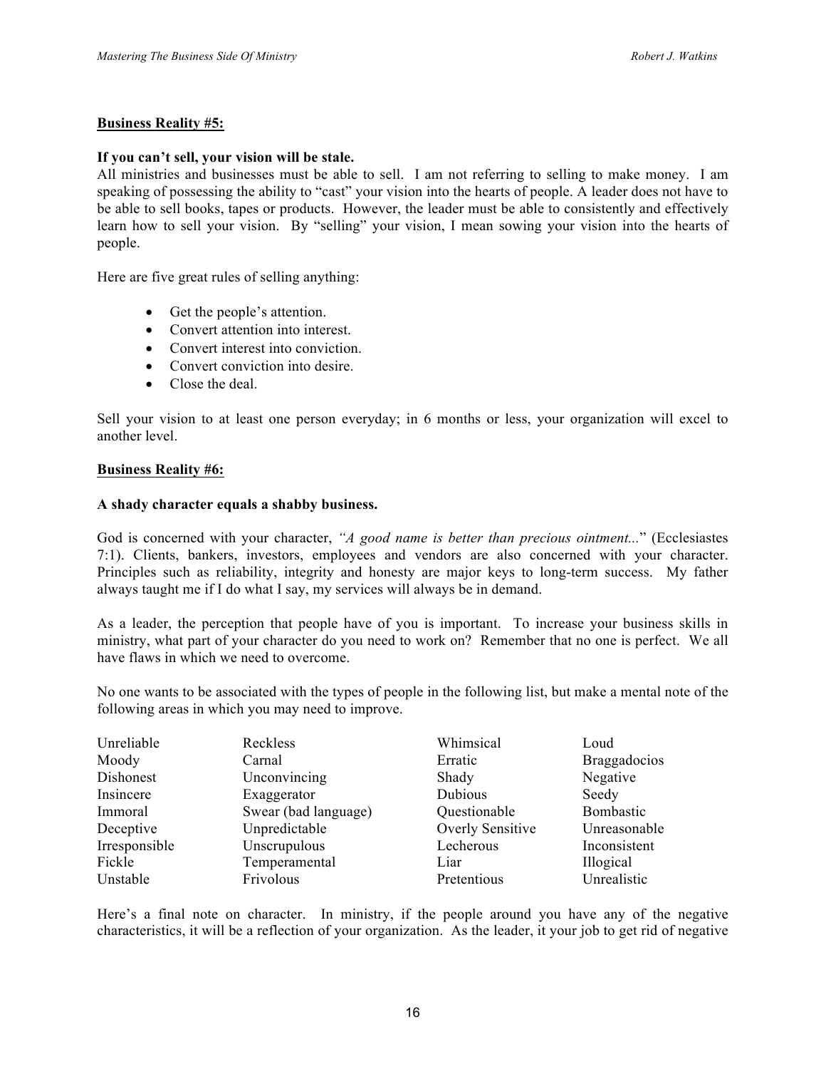**Business Reality #5:**

**If you can't sell, your vision will be stale.**
All ministries and businesses must be able to sell. I am not referring to selling to make money. I am speaking of possessing the ability to "cast" your vision into the hearts of people. A leader does not have to be able to sell books, tapes or products. However, the leader must be able to consistently and effectively learn how to sell your vision. By "selling" your vision, I mean sowing your vision into the hearts of people.

Here are five great rules of selling anything:

- Get the people's attention.
- Convert attention into interest.
- Convert interest into conviction.
- Convert conviction into desire.
- Close the deal.

Sell your vision to at least one person everyday; in 6 months or less, your organization will excel to another level.

**Business Reality #6:**

**A shady character equals a shabby business.**

God is concerned with your character, *"A good name is better than precious ointment..."* (Ecclesiastes 7:1). Clients, bankers, investors, employees and vendors are also concerned with your character. Principles such as reliability, integrity and honesty are major keys to long-term success. My father always taught me if I do what I say, my services will always be in demand.

As a leader, the perception that people have of you is important. To increase your business skills in ministry, what part of your character do you need to work on? Remember that no one is perfect. We all have flaws in which we need to overcome.

No one wants to be associated with the types of people in the following list, but make a mental note of the following areas in which you may need to improve.

| | | | |
|---|---|---|---|
| Unreliable | Reckless | Whimsical | Loud |
| Moody | Carnal | Erratic | Braggadocios |
| Dishonest | Unconvincing | Shady | Negative |
| Insincere | Exaggerator | Dubious | Seedy |
| Immoral | Swear (bad language) | Questionable | Bombastic |
| Deceptive | Unpredictable | Overly Sensitive | Unreasonable |
| Irresponsible | Unscrupulous | Lecherous | Inconsistent |
| Fickle | Temperamental | Liar | Illogical |
| Unstable | Frivolous | Pretentious | Unrealistic |

Here's a final note on character. In ministry, if the people around you have any of the negative characteristics, it will be a reflection of your organization. As the leader, it your job to get rid of negative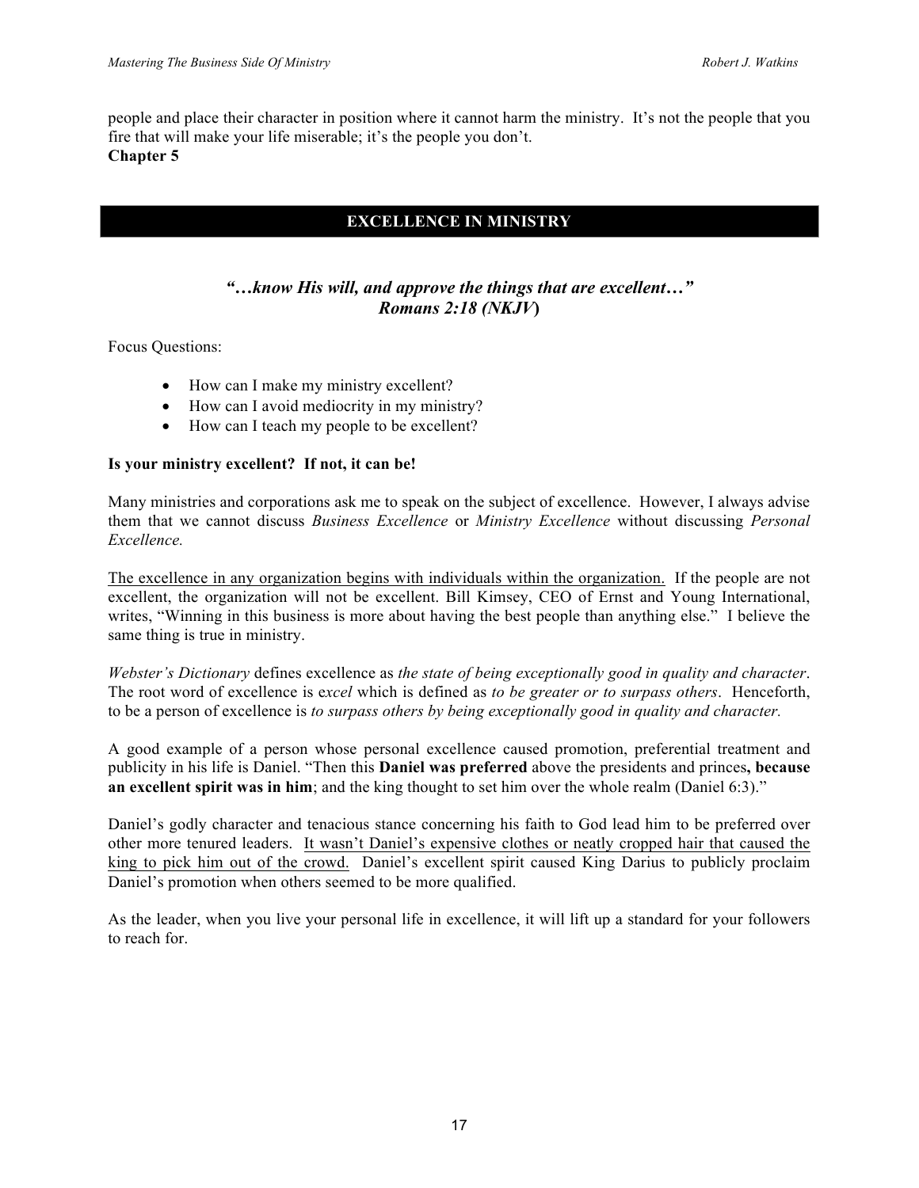people and place their character in position where it cannot harm the ministry. It's not the people that you fire that will make your life miserable; it's the people you don't.

**Chapter 5**

## EXCELLENCE IN MINISTRY

***"…know His will, and approve the things that are excellent…"***
***Romans 2:18 (NKJV)***

Focus Questions:

- How can I make my ministry excellent?
- How can I avoid mediocrity in my ministry?
- How can I teach my people to be excellent?

**Is your ministry excellent? If not, it can be!**

Many ministries and corporations ask me to speak on the subject of excellence. However, I always advise them that we cannot discuss *Business Excellence* or *Ministry Excellence* without discussing *Personal Excellence.*

<u>The excellence in any organization begins with individuals within the organization.</u> If the people are not excellent, the organization will not be excellent. Bill Kimsey, CEO of Ernst and Young International, writes, "Winning in this business is more about having the best people than anything else." I believe the same thing is true in ministry.

*Webster's Dictionary* defines excellence as *the state of being exceptionally good in quality and character*. The root word of excellence is e*xcel* which is defined as *to be greater or to surpass others*. Henceforth, to be a person of excellence is *to surpass others by being exceptionally good in quality and character.*

A good example of a person whose personal excellence caused promotion, preferential treatment and publicity in his life is Daniel. "Then this **Daniel was preferred** above the presidents and princes**, because an excellent spirit was in him**; and the king thought to set him over the whole realm (Daniel 6:3)."

Daniel's godly character and tenacious stance concerning his faith to God lead him to be preferred over other more tenured leaders. <u>It wasn't Daniel's expensive clothes or neatly cropped hair that caused the king to pick him out of the crowd.</u> Daniel's excellent spirit caused King Darius to publicly proclaim Daniel's promotion when others seemed to be more qualified.

As the leader, when you live your personal life in excellence, it will lift up a standard for your followers to reach for.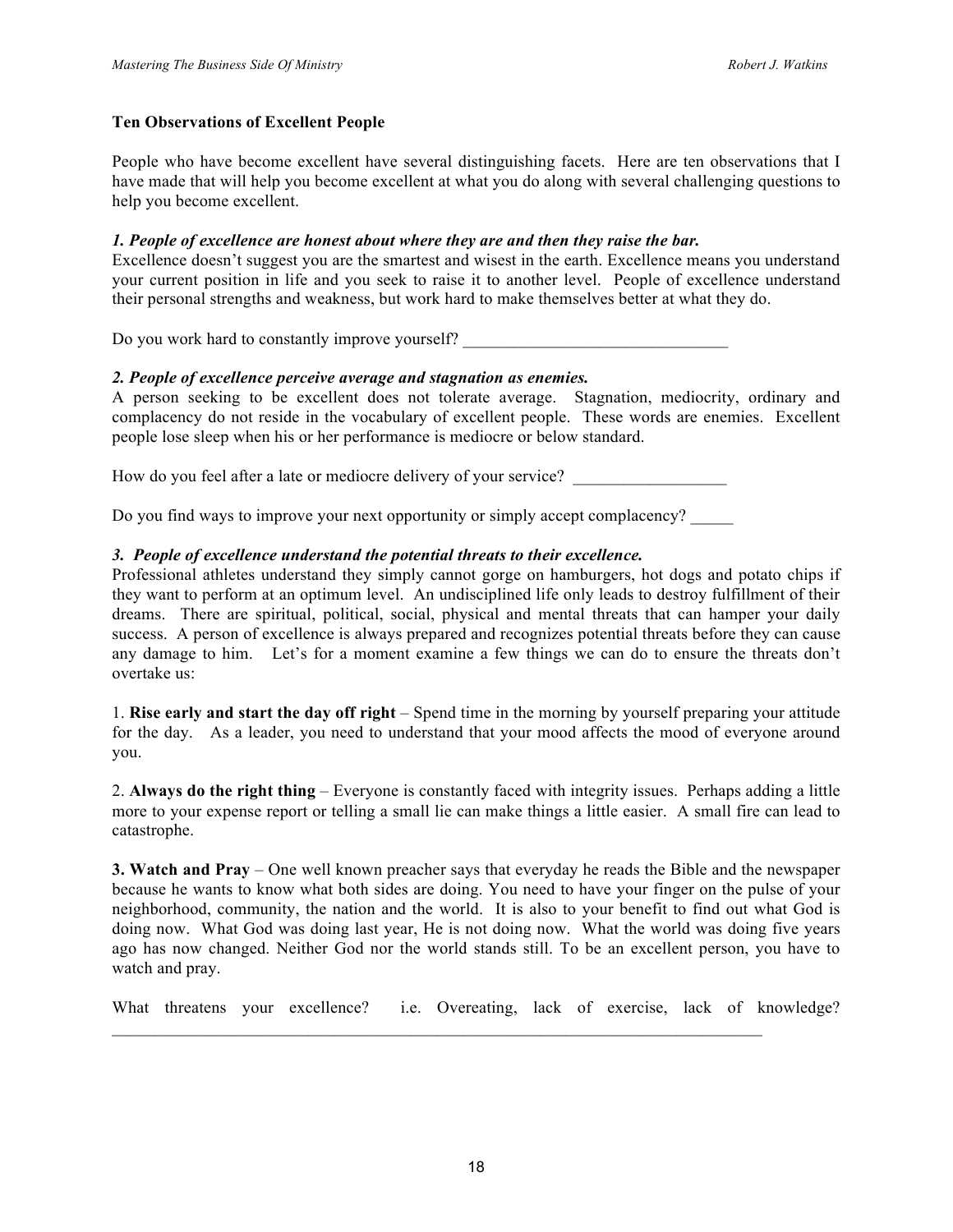### Ten Observations of Excellent People

People who have become excellent have several distinguishing facets. Here are ten observations that I have made that will help you become excellent at what you do along with several challenging questions to help you become excellent.

***1. People of excellence are honest about where they are and then they raise the bar.***

Excellence doesn't suggest you are the smartest and wisest in the earth. Excellence means you understand your current position in life and you seek to raise it to another level. People of excellence understand their personal strengths and weakness, but work hard to make themselves better at what they do.

Do you work hard to constantly improve yourself? ________________________________

***2. People of excellence perceive average and stagnation as enemies.***

A person seeking to be excellent does not tolerate average. Stagnation, mediocrity, ordinary and complacency do not reside in the vocabulary of excellent people. These words are enemies. Excellent people lose sleep when his or her performance is mediocre or below standard.

How do you feel after a late or mediocre delivery of your service? __________________

Do you find ways to improve your next opportunity or simply accept complacency? _____

***3. People of excellence understand the potential threats to their excellence.***

Professional athletes understand they simply cannot gorge on hamburgers, hot dogs and potato chips if they want to perform at an optimum level. An undisciplined life only leads to destroy fulfillment of their dreams. There are spiritual, political, social, physical and mental threats that can hamper your daily success. A person of excellence is always prepared and recognizes potential threats before they can cause any damage to him. Let's for a moment examine a few things we can do to ensure the threats don't overtake us:

1. **Rise early and start the day off right** – Spend time in the morning by yourself preparing your attitude for the day. As a leader, you need to understand that your mood affects the mood of everyone around you.

2. **Always do the right thing** – Everyone is constantly faced with integrity issues. Perhaps adding a little more to your expense report or telling a small lie can make things a little easier. A small fire can lead to catastrophe.

**3. Watch and Pray** – One well known preacher says that everyday he reads the Bible and the newspaper because he wants to know what both sides are doing. You need to have your finger on the pulse of your neighborhood, community, the nation and the world. It is also to your benefit to find out what God is doing now. What God was doing last year, He is not doing now. What the world was doing five years ago has now changed. Neither God nor the world stands still. To be an excellent person, you have to watch and pray.

What threatens your excellence? i.e. Overeating, lack of exercise, lack of knowledge?
________________________________________________________________________________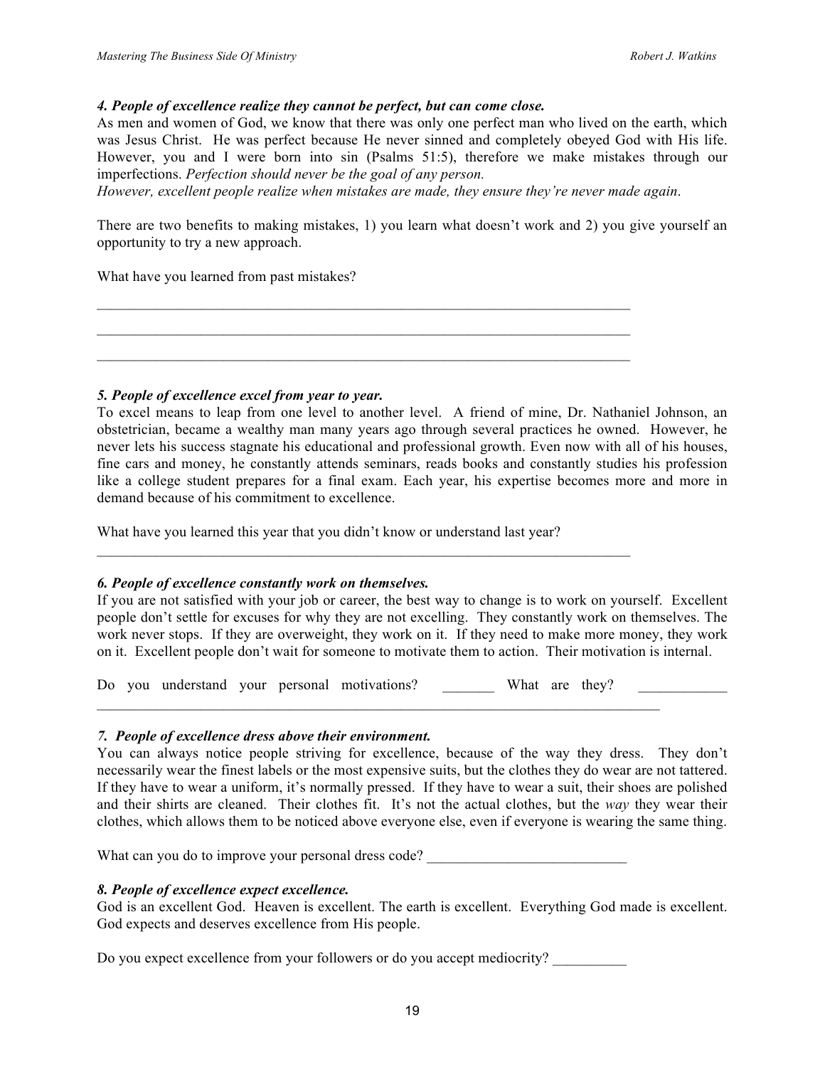***4. People of excellence realize they cannot be perfect, but can come close.***

As men and women of God, we know that there was only one perfect man who lived on the earth, which was Jesus Christ. He was perfect because He never sinned and completely obeyed God with His life. However, you and I were born into sin (Psalms 51:5), therefore we make mistakes through our imperfections. *Perfection should never be the goal of any person.*
*However, excellent people realize when mistakes are made, they ensure they're never made again*.

There are two benefits to making mistakes, 1) you learn what doesn't work and 2) you give yourself an opportunity to try a new approach.

What have you learned from past mistakes?

___________________________________________________________________________

___________________________________________________________________________

___________________________________________________________________________

***5. People of excellence excel from year to year.***

To excel means to leap from one level to another level. A friend of mine, Dr. Nathaniel Johnson, an obstetrician, became a wealthy man many years ago through several practices he owned. However, he never lets his success stagnate his educational and professional growth. Even now with all of his houses, fine cars and money, he constantly attends seminars, reads books and constantly studies his profession like a college student prepares for a final exam. Each year, his expertise becomes more and more in demand because of his commitment to excellence.

What have you learned this year that you didn't know or understand last year?

___________________________________________________________________________

***6. People of excellence constantly work on themselves.***

If you are not satisfied with your job or career, the best way to change is to work on yourself. Excellent people don't settle for excuses for why they are not excelling. They constantly work on themselves. The work never stops. If they are overweight, they work on it. If they need to make more money, they work on it. Excellent people don't wait for someone to motivate them to action. Their motivation is internal.

Do you understand your personal motivations? _______ What are they? ____________
_______________________________________________________________________________

***7. People of excellence dress above their environment.***

You can always notice people striving for excellence, because of the way they dress. They don't necessarily wear the finest labels or the most expensive suits, but the clothes they do wear are not tattered. If they have to wear a uniform, it's normally pressed. If they have to wear a suit, their shoes are polished and their shirts are cleaned. Their clothes fit. It's not the actual clothes, but the *way* they wear their clothes, which allows them to be noticed above everyone else, even if everyone is wearing the same thing.

What can you do to improve your personal dress code? ___________________________

***8. People of excellence expect excellence.***

God is an excellent God. Heaven is excellent. The earth is excellent. Everything God made is excellent. God expects and deserves excellence from His people.

Do you expect excellence from your followers or do you accept mediocrity? __________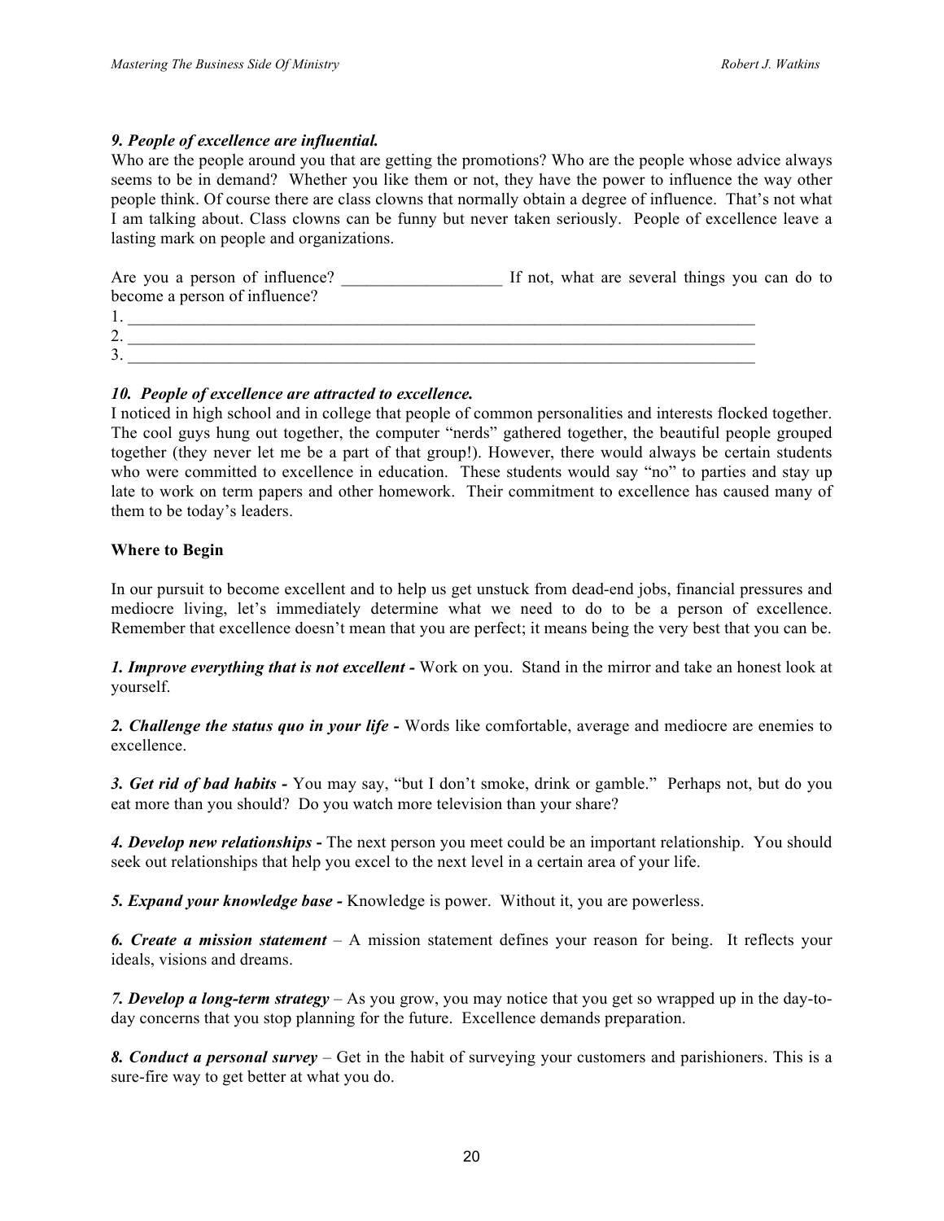***9. People of excellence are influential.***
Who are the people around you that are getting the promotions? Who are the people whose advice always seems to be in demand? Whether you like them or not, they have the power to influence the way other people think. Of course there are class clowns that normally obtain a degree of influence. That's not what I am talking about. Class clowns can be funny but never taken seriously. People of excellence leave a lasting mark on people and organizations.

Are you a person of influence? ___________________ If not, what are several things you can do to become a person of influence?

1. ________________________________________________________________________________
2. ________________________________________________________________________________
3. ________________________________________________________________________________

***10. People of excellence are attracted to excellence.***
I noticed in high school and in college that people of common personalities and interests flocked together. The cool guys hung out together, the computer "nerds" gathered together, the beautiful people grouped together (they never let me be a part of that group!). However, there would always be certain students who were committed to excellence in education. These students would say "no" to parties and stay up late to work on term papers and other homework. Their commitment to excellence has caused many of them to be today's leaders.

**Where to Begin**

In our pursuit to become excellent and to help us get unstuck from dead-end jobs, financial pressures and mediocre living, let's immediately determine what we need to do to be a person of excellence. Remember that excellence doesn't mean that you are perfect; it means being the very best that you can be.

***1. Improve everything that is not excellent -*** Work on you. Stand in the mirror and take an honest look at yourself.

***2. Challenge the status quo in your life -*** Words like comfortable, average and mediocre are enemies to excellence.

***3. Get rid of bad habits -*** You may say, "but I don't smoke, drink or gamble." Perhaps not, but do you eat more than you should? Do you watch more television than your share?

***4. Develop new relationships -*** The next person you meet could be an important relationship. You should seek out relationships that help you excel to the next level in a certain area of your life.

***5. Expand your knowledge base -*** Knowledge is power. Without it, you are powerless.

***6. Create a mission statement*** – A mission statement defines your reason for being. It reflects your ideals, visions and dreams.

***7. Develop a long-term strategy*** – As you grow, you may notice that you get so wrapped up in the day-to-day concerns that you stop planning for the future. Excellence demands preparation.

***8. Conduct a personal survey*** – Get in the habit of surveying your customers and parishioners. This is a sure-fire way to get better at what you do.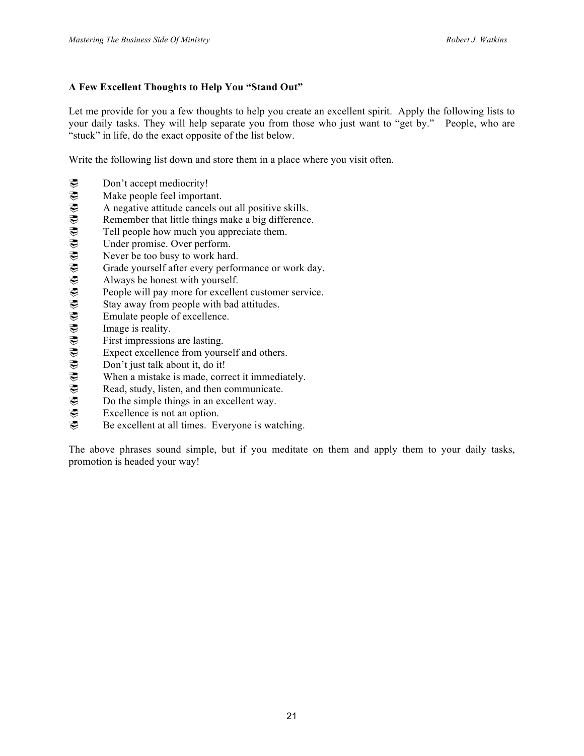### A Few Excellent Thoughts to Help You "Stand Out"

Let me provide for you a few thoughts to help you create an excellent spirit. Apply the following lists to your daily tasks. They will help separate you from those who just want to "get by." People, who are "stuck" in life, do the exact opposite of the list below.

Write the following list down and store them in a place where you visit often.

- Don't accept mediocrity!
- Make people feel important.
- A negative attitude cancels out all positive skills.
- Remember that little things make a big difference.
- Tell people how much you appreciate them.
- Under promise. Over perform.
- Never be too busy to work hard.
- Grade yourself after every performance or work day.
- Always be honest with yourself.
- People will pay more for excellent customer service.
- Stay away from people with bad attitudes.
- Emulate people of excellence.
- Image is reality.
- First impressions are lasting.
- Expect excellence from yourself and others.
- Don't just talk about it, do it!
- When a mistake is made, correct it immediately.
- Read, study, listen, and then communicate.
- Do the simple things in an excellent way.
- Excellence is not an option.
- Be excellent at all times. Everyone is watching.

The above phrases sound simple, but if you meditate on them and apply them to your daily tasks, promotion is headed your way!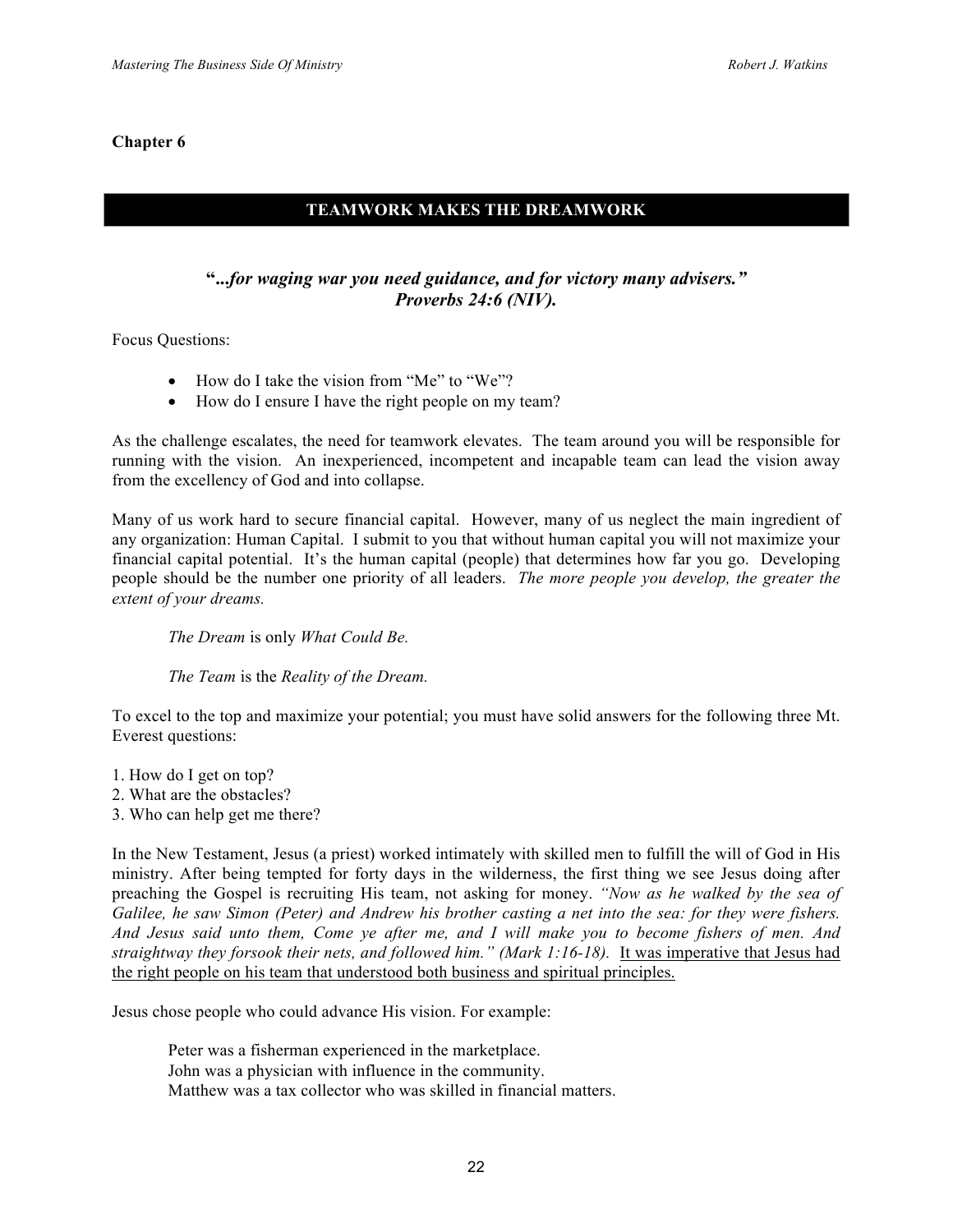**Chapter 6**

## TEAMWORK MAKES THE DREAMWORK

***"...for waging war you need guidance, and for victory many advisers."***
***Proverbs 24:6 (NIV).***

Focus Questions:

- How do I take the vision from "Me" to "We"?
- How do I ensure I have the right people on my team?

As the challenge escalates, the need for teamwork elevates. The team around you will be responsible for running with the vision. An inexperienced, incompetent and incapable team can lead the vision away from the excellency of God and into collapse.

Many of us work hard to secure financial capital. However, many of us neglect the main ingredient of any organization: Human Capital. I submit to you that without human capital you will not maximize your financial capital potential. It's the human capital (people) that determines how far you go. Developing people should be the number one priority of all leaders. *The more people you develop, the greater the extent of your dreams.*

*The Dream* is only *What Could Be.*

*The Team* is the *Reality of the Dream.*

To excel to the top and maximize your potential; you must have solid answers for the following three Mt. Everest questions:

1. How do I get on top?
2. What are the obstacles?
3. Who can help get me there?

In the New Testament, Jesus (a priest) worked intimately with skilled men to fulfill the will of God in His ministry. After being tempted for forty days in the wilderness, the first thing we see Jesus doing after preaching the Gospel is recruiting His team, not asking for money. *"Now as he walked by the sea of Galilee, he saw Simon (Peter) and Andrew his brother casting a net into the sea: for they were fishers. And Jesus said unto them, Come ye after me, and I will make you to become fishers of men. And straightway they forsook their nets, and followed him." (Mark 1:16-18).* <u>It was imperative that Jesus had the right people on his team that understood both business and spiritual principles.</u>

Jesus chose people who could advance His vision. For example:

Peter was a fisherman experienced in the marketplace.
John was a physician with influence in the community.
Matthew was a tax collector who was skilled in financial matters.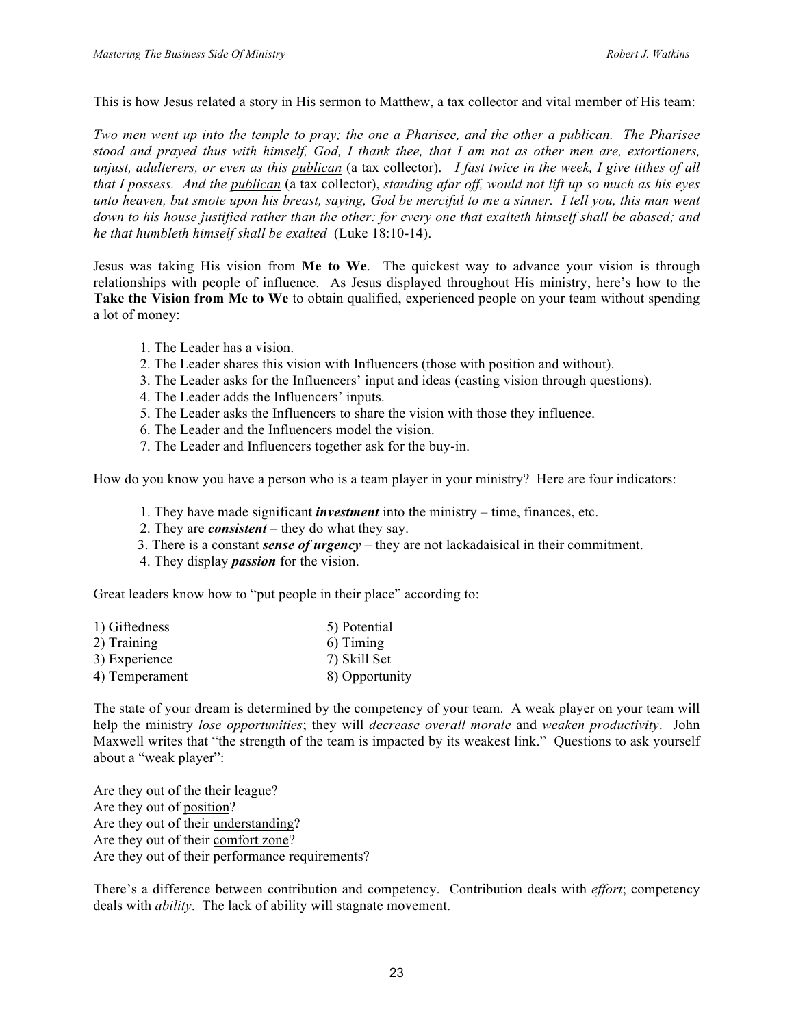This is how Jesus related a story in His sermon to Matthew, a tax collector and vital member of His team:

*Two men went up into the temple to pray; the one a Pharisee, and the other a publican. The Pharisee stood and prayed thus with himself, God, I thank thee, that I am not as other men are, extortioners, unjust, adulterers, or even as this* <u>publican</u> (a tax collector). *I fast twice in the week, I give tithes of all that I possess. And the* <u>publican</u> (a tax collector), *standing afar off, would not lift up so much as his eyes unto heaven, but smote upon his breast, saying, God be merciful to me a sinner. I tell you, this man went down to his house justified rather than the other: for every one that exalteth himself shall be abased; and he that humbleth himself shall be exalted* (Luke 18:10-14).

Jesus was taking His vision from **Me to We**. The quickest way to advance your vision is through relationships with people of influence. As Jesus displayed throughout His ministry, here's how to the **Take the Vision from Me to We** to obtain qualified, experienced people on your team without spending a lot of money:

1. The Leader has a vision.
2. The Leader shares this vision with Influencers (those with position and without).
3. The Leader asks for the Influencers' input and ideas (casting vision through questions).
4. The Leader adds the Influencers' inputs.
5. The Leader asks the Influencers to share the vision with those they influence.
6. The Leader and the Influencers model the vision.
7. The Leader and Influencers together ask for the buy-in.

How do you know you have a person who is a team player in your ministry? Here are four indicators:

1. They have made significant ***investment*** into the ministry – time, finances, etc.
2. They are ***consistent*** – they do what they say.
3. There is a constant ***sense of urgency*** – they are not lackadaisical in their commitment.
4. They display ***passion*** for the vision.

Great leaders know how to "put people in their place" according to:

1) Giftedness
2) Training
3) Experience
4) Temperament
5) Potential
6) Timing
7) Skill Set
8) Opportunity

The state of your dream is determined by the competency of your team. A weak player on your team will help the ministry *lose opportunities*; they will *decrease overall morale* and *weaken productivity*. John Maxwell writes that "the strength of the team is impacted by its weakest link." Questions to ask yourself about a "weak player":

Are they out of the their <u>league</u>?
Are they out of <u>position</u>?
Are they out of their <u>understanding</u>?
Are they out of their <u>comfort zone</u>?
Are they out of their <u>performance requirements</u>?

There's a difference between contribution and competency. Contribution deals with *effort*; competency deals with *ability*. The lack of ability will stagnate movement.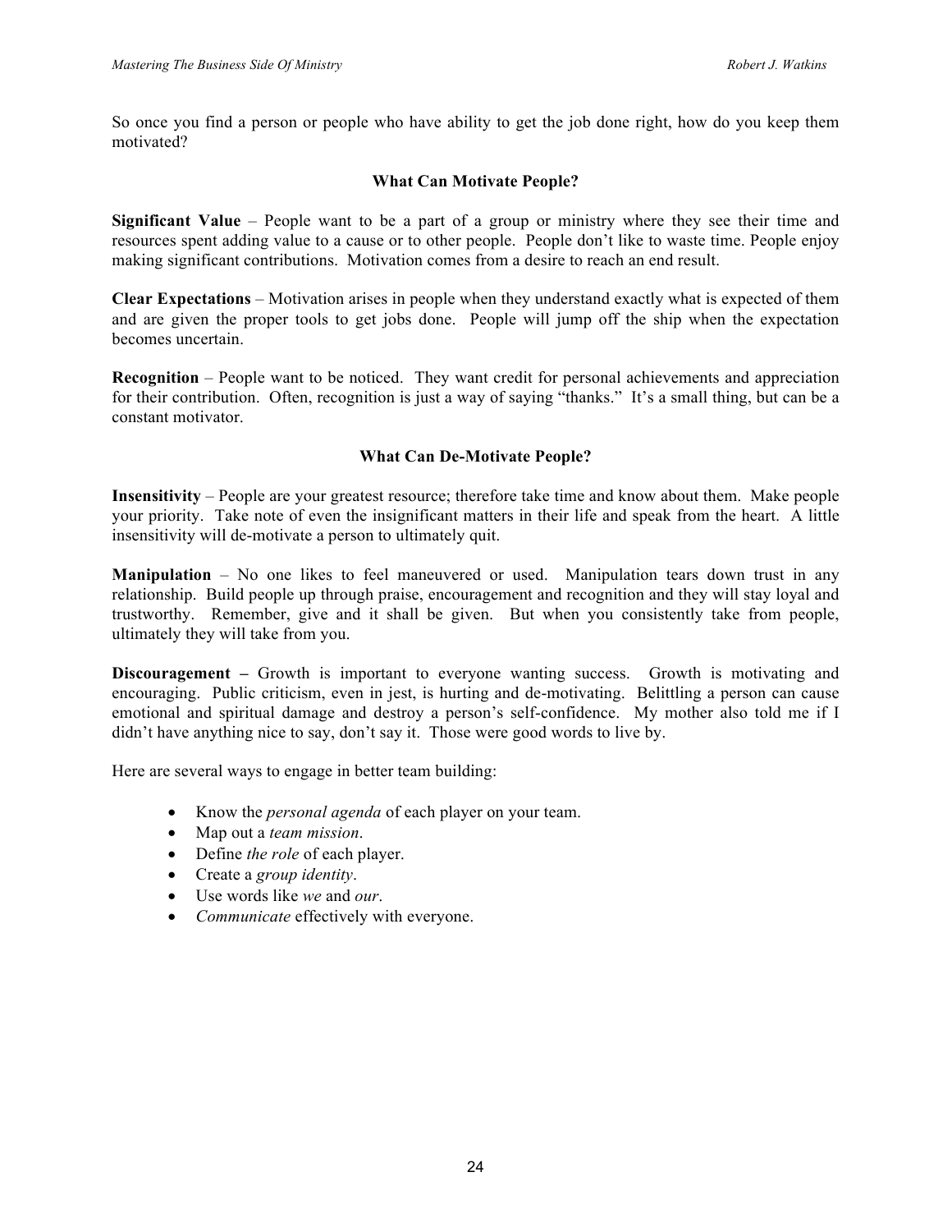So once you find a person or people who have ability to get the job done right, how do you keep them motivated?

### What Can Motivate People?

**Significant Value** – People want to be a part of a group or ministry where they see their time and resources spent adding value to a cause or to other people. People don't like to waste time. People enjoy making significant contributions. Motivation comes from a desire to reach an end result.

**Clear Expectations** – Motivation arises in people when they understand exactly what is expected of them and are given the proper tools to get jobs done. People will jump off the ship when the expectation becomes uncertain.

**Recognition** – People want to be noticed. They want credit for personal achievements and appreciation for their contribution. Often, recognition is just a way of saying "thanks." It's a small thing, but can be a constant motivator.

### What Can De-Motivate People?

**Insensitivity** – People are your greatest resource; therefore take time and know about them. Make people your priority. Take note of even the insignificant matters in their life and speak from the heart. A little insensitivity will de-motivate a person to ultimately quit.

**Manipulation** – No one likes to feel maneuvered or used. Manipulation tears down trust in any relationship. Build people up through praise, encouragement and recognition and they will stay loyal and trustworthy. Remember, give and it shall be given. But when you consistently take from people, ultimately they will take from you.

**Discouragement –** Growth is important to everyone wanting success. Growth is motivating and encouraging. Public criticism, even in jest, is hurting and de-motivating. Belittling a person can cause emotional and spiritual damage and destroy a person's self-confidence. My mother also told me if I didn't have anything nice to say, don't say it. Those were good words to live by.

Here are several ways to engage in better team building:

- Know the *personal agenda* of each player on your team.
- Map out a *team mission*.
- Define *the role* of each player.
- Create a *group identity*.
- Use words like *we* and *our*.
- *Communicate* effectively with everyone.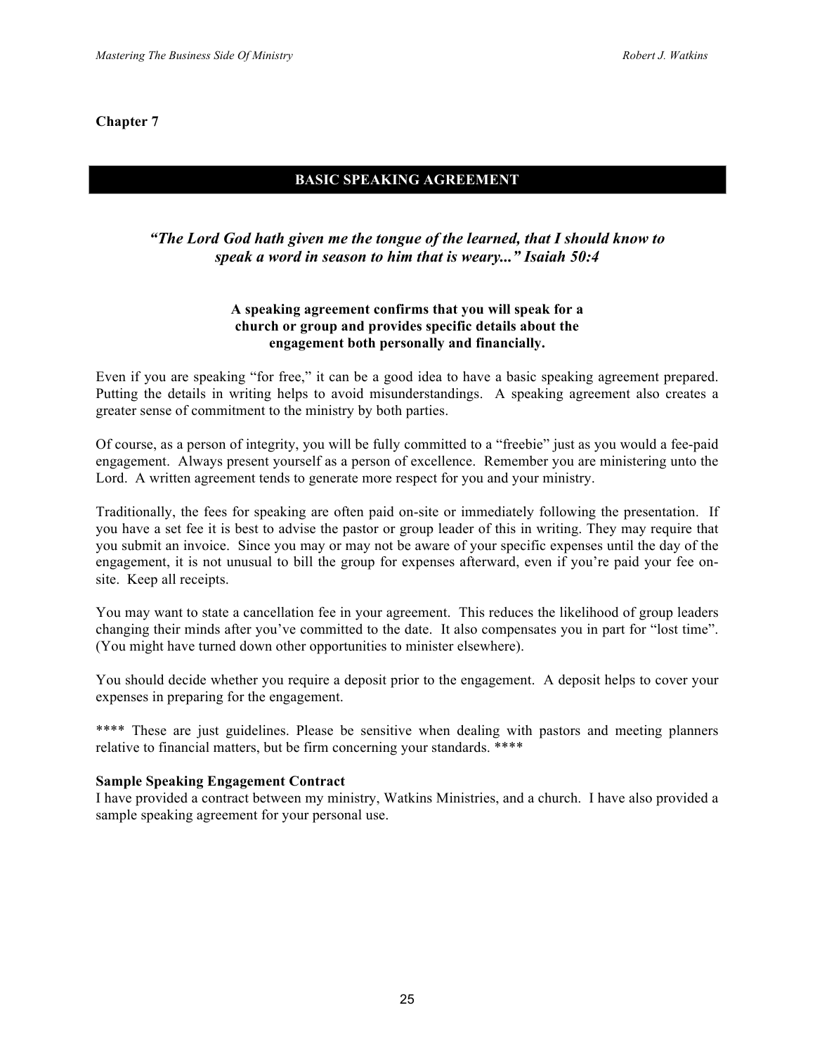**Chapter 7**

## BASIC SPEAKING AGREEMENT

***"The Lord God hath given me the tongue of the learned, that I should know to speak a word in season to him that is weary..." Isaiah 50:4***

**A speaking agreement confirms that you will speak for a church or group and provides specific details about the engagement both personally and financially.**

Even if you are speaking "for free," it can be a good idea to have a basic speaking agreement prepared. Putting the details in writing helps to avoid misunderstandings. A speaking agreement also creates a greater sense of commitment to the ministry by both parties.

Of course, as a person of integrity, you will be fully committed to a "freebie" just as you would a fee-paid engagement. Always present yourself as a person of excellence. Remember you are ministering unto the Lord. A written agreement tends to generate more respect for you and your ministry.

Traditionally, the fees for speaking are often paid on-site or immediately following the presentation. If you have a set fee it is best to advise the pastor or group leader of this in writing. They may require that you submit an invoice. Since you may or may not be aware of your specific expenses until the day of the engagement, it is not unusual to bill the group for expenses afterward, even if you're paid your fee on-site. Keep all receipts.

You may want to state a cancellation fee in your agreement. This reduces the likelihood of group leaders changing their minds after you've committed to the date. It also compensates you in part for "lost time". (You might have turned down other opportunities to minister elsewhere).

You should decide whether you require a deposit prior to the engagement. A deposit helps to cover your expenses in preparing for the engagement.

**** These are just guidelines. Please be sensitive when dealing with pastors and meeting planners relative to financial matters, but be firm concerning your standards. ****

**Sample Speaking Engagement Contract**
I have provided a contract between my ministry, Watkins Ministries, and a church. I have also provided a sample speaking agreement for your personal use.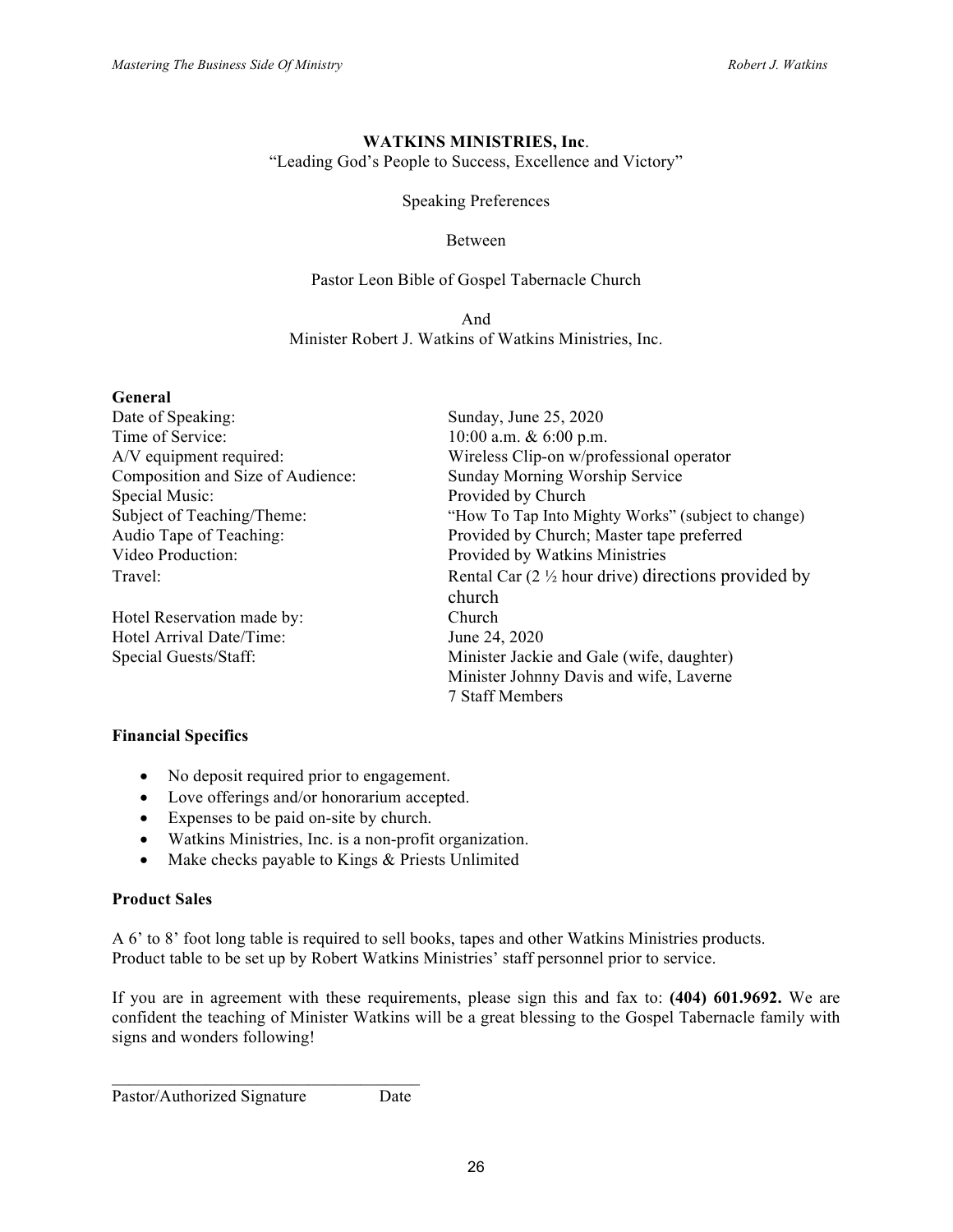**WATKINS MINISTRIES, Inc**.

"Leading God's People to Success, Excellence and Victory"

Speaking Preferences

Between

Pastor Leon Bible of Gospel Tabernacle Church

And

Minister Robert J. Watkins of Watkins Ministries, Inc.

**General**

| | |
|---|---|
| Date of Speaking: | Sunday, June 25, 2020 |
| Time of Service: | 10:00 a.m. & 6:00 p.m. |
| A/V equipment required: | Wireless Clip-on w/professional operator |
| Composition and Size of Audience: | Sunday Morning Worship Service |
| Special Music: | Provided by Church |
| Subject of Teaching/Theme: | "How To Tap Into Mighty Works" (subject to change) |
| Audio Tape of Teaching: | Provided by Church; Master tape preferred |
| Video Production: | Provided by Watkins Ministries |
| Travel: | Rental Car (2 ½ hour drive) directions provided by church |
| Hotel Reservation made by: | Church |
| Hotel Arrival Date/Time: | June 24, 2020 |
| Special Guests/Staff: | Minister Jackie and Gale (wife, daughter)<br>Minister Johnny Davis and wife, Laverne<br>7 Staff Members |

**Financial Specifics**

- No deposit required prior to engagement.
- Love offerings and/or honorarium accepted.
- Expenses to be paid on-site by church.
- Watkins Ministries, Inc. is a non-profit organization.
- Make checks payable to Kings & Priests Unlimited

**Product Sales**

A 6' to 8' foot long table is required to sell books, tapes and other Watkins Ministries products. Product table to be set up by Robert Watkins Ministries' staff personnel prior to service.

If you are in agreement with these requirements, please sign this and fax to: **(404) 601.9692.** We are confident the teaching of Minister Watkins will be a great blessing to the Gospel Tabernacle family with signs and wonders following!

_____________________________________

Pastor/Authorized Signature Date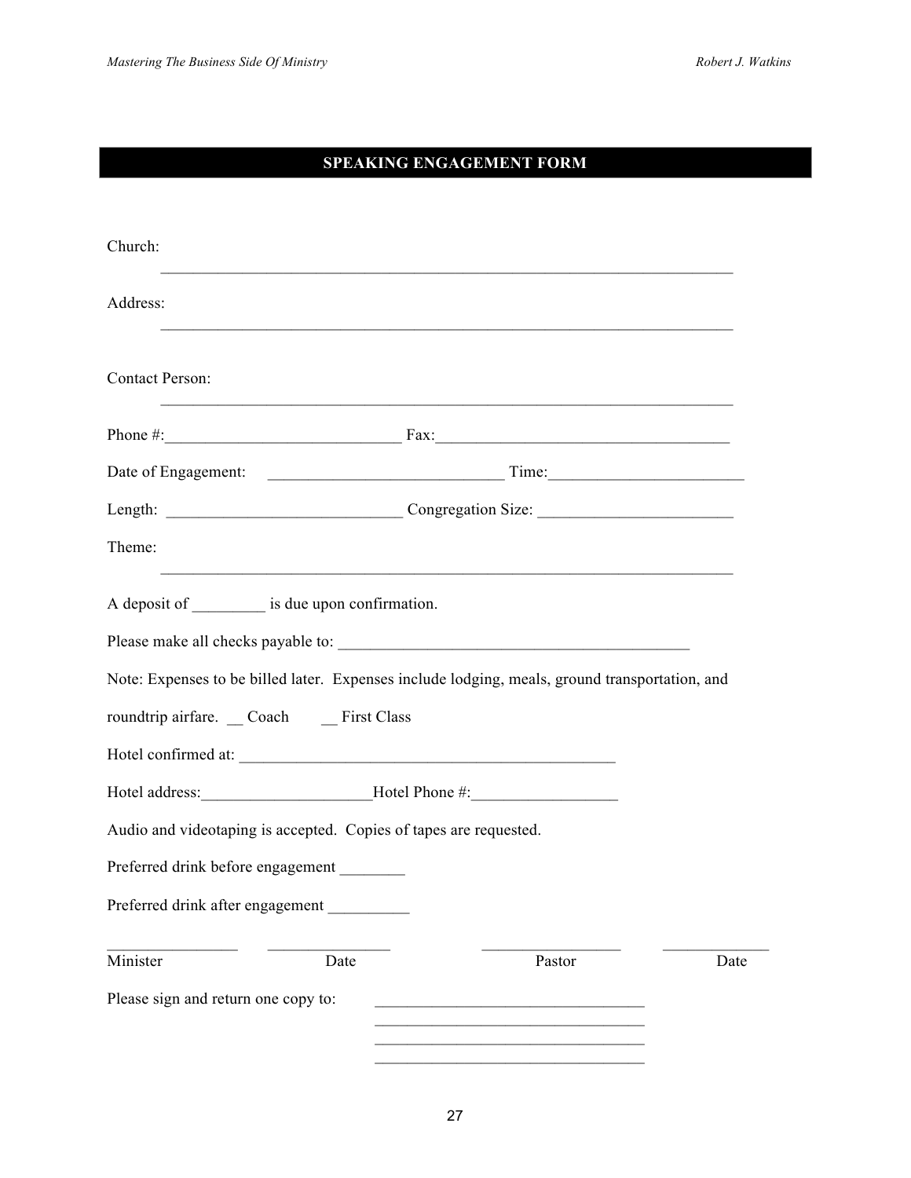## SPEAKING ENGAGEMENT FORM

Church: ___________________________________________________________________________

Address: ___________________________________________________________________________

Contact Person: ___________________________________________________________________________

Phone #:______________________________ Fax:______________________________________

Date of Engagement: ______________________________ Time:_________________________

Length: ______________________________ Congregation Size: _________________________

Theme: ___________________________________________________________________________

A deposit of _________ is due upon confirmation.

Please make all checks payable to: ______________________________________________

Note: Expenses to be billed later. Expenses include lodging, meals, ground transportation, and roundtrip airfare. __ Coach __ First Class

Hotel confirmed at: ________________________________________________

Hotel address:_____________________Hotel Phone #:__________________

Audio and videotaping is accepted. Copies of tapes are requested.

Preferred drink before engagement ________

Preferred drink after engagement __________

| ________________ | ________________ | ________________ | ________________ |
|---|---|---|---|
| Minister | Date | Pastor | Date |

Please sign and return one copy to: __________________________________

__________________________________

__________________________________

__________________________________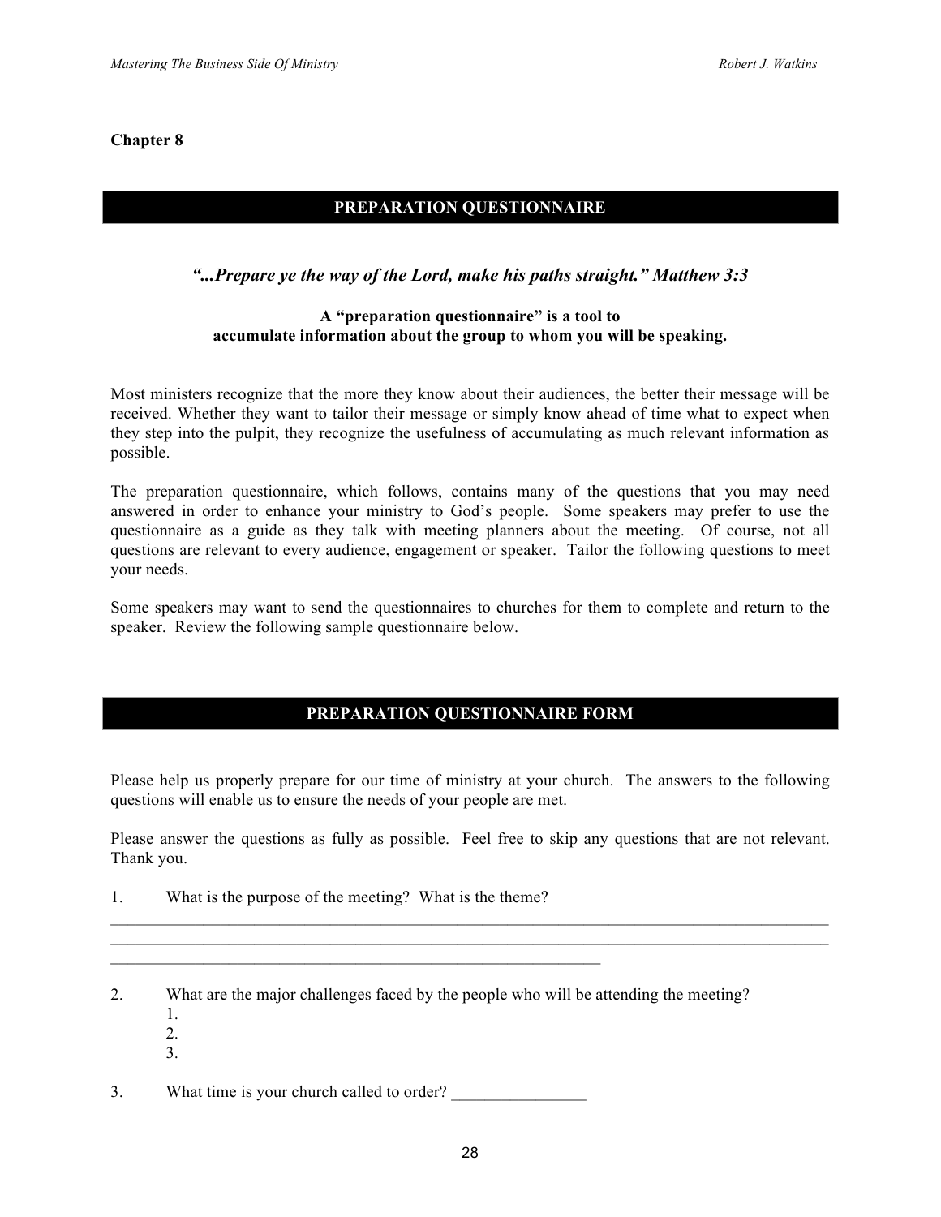**Chapter 8**

## PREPARATION QUESTIONNAIRE

*"...Prepare ye the way of the Lord, make his paths straight." Matthew 3:3*

**A "preparation questionnaire" is a tool to accumulate information about the group to whom you will be speaking.**

Most ministers recognize that the more they know about their audiences, the better their message will be received. Whether they want to tailor their message or simply know ahead of time what to expect when they step into the pulpit, they recognize the usefulness of accumulating as much relevant information as possible.

The preparation questionnaire, which follows, contains many of the questions that you may need answered in order to enhance your ministry to God's people. Some speakers may prefer to use the questionnaire as a guide as they talk with meeting planners about the meeting. Of course, not all questions are relevant to every audience, engagement or speaker. Tailor the following questions to meet your needs.

Some speakers may want to send the questionnaires to churches for them to complete and return to the speaker. Review the following sample questionnaire below.

## PREPARATION QUESTIONNAIRE FORM

Please help us properly prepare for our time of ministry at your church. The answers to the following questions will enable us to ensure the needs of your people are met.

Please answer the questions as fully as possible. Feel free to skip any questions that are not relevant. Thank you.

1. What is the purpose of the meeting? What is the theme?

____________________________________________________________________________________
____________________________________________________________________________________
____________________________________________________________

2. What are the major challenges faced by the people who will be attending the meeting?
   1.
   2.
   3.

3. What time is your church called to order? ________________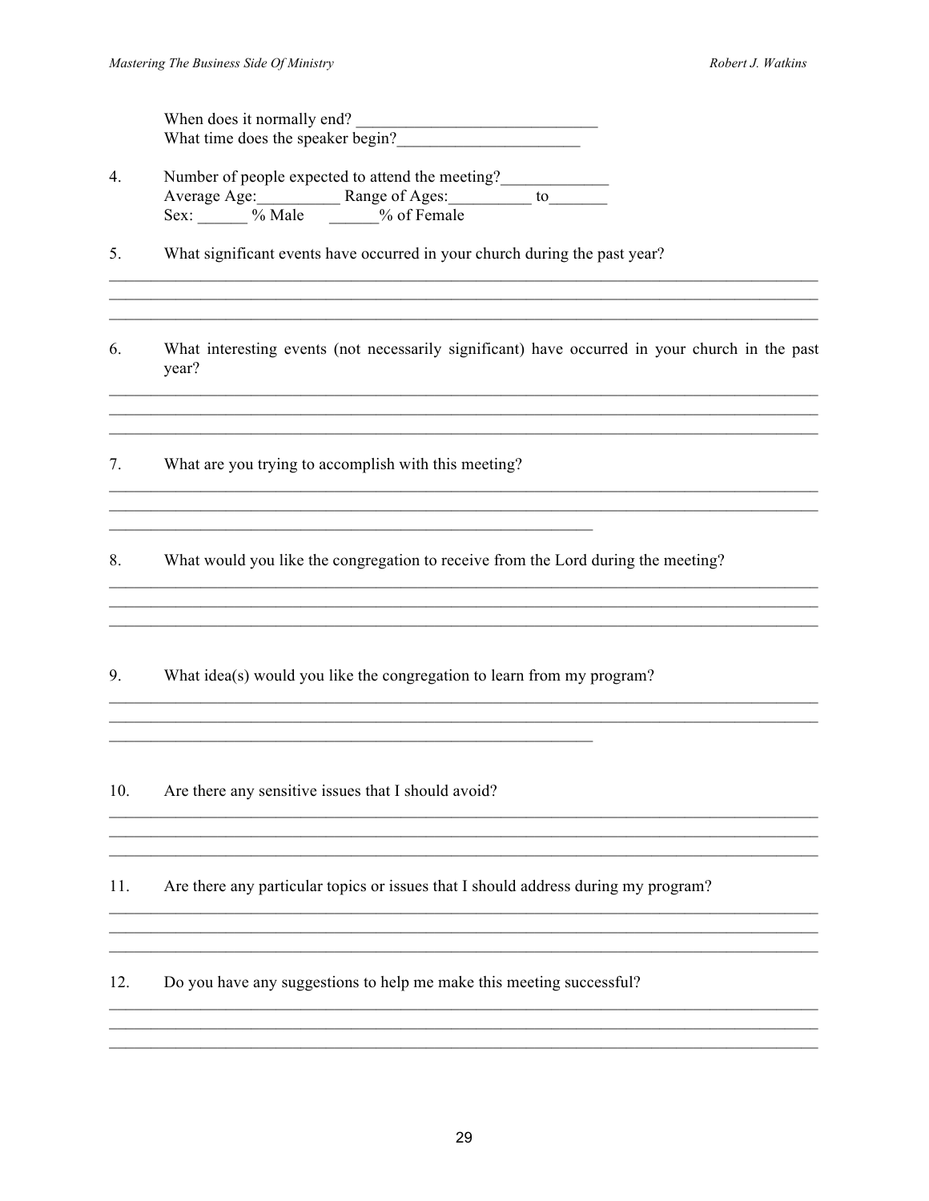When does it normally end? ____________________________
What time does the speaker begin?_____________________

4. Number of people expected to attend the meeting?____________
   Average Age:__________ Range of Ages:__________ to_______
   Sex: ______ % Male ______% of Female

5. What significant events have occurred in your church during the past year?

_______________________________________________________________________________
_______________________________________________________________________________
_______________________________________________________________________________

6. What interesting events (not necessarily significant) have occurred in your church in the past year?

_______________________________________________________________________________
_______________________________________________________________________________
_______________________________________________________________________________

7. What are you trying to accomplish with this meeting?

_______________________________________________________________________________
_______________________________________________________________________________
_______________________________________________________

8. What would you like the congregation to receive from the Lord during the meeting?

_______________________________________________________________________________
_______________________________________________________________________________
_______________________________________________________________________________

9. What idea(s) would you like the congregation to learn from my program?

_______________________________________________________________________________
_______________________________________________________________________________
_______________________________________________________

10. Are there any sensitive issues that I should avoid?

_______________________________________________________________________________
_______________________________________________________________________________
_______________________________________________________________________________

11. Are there any particular topics or issues that I should address during my program?

_______________________________________________________________________________
_______________________________________________________________________________
_______________________________________________________________________________

12. Do you have any suggestions to help me make this meeting successful?

_______________________________________________________________________________
_______________________________________________________________________________
_______________________________________________________________________________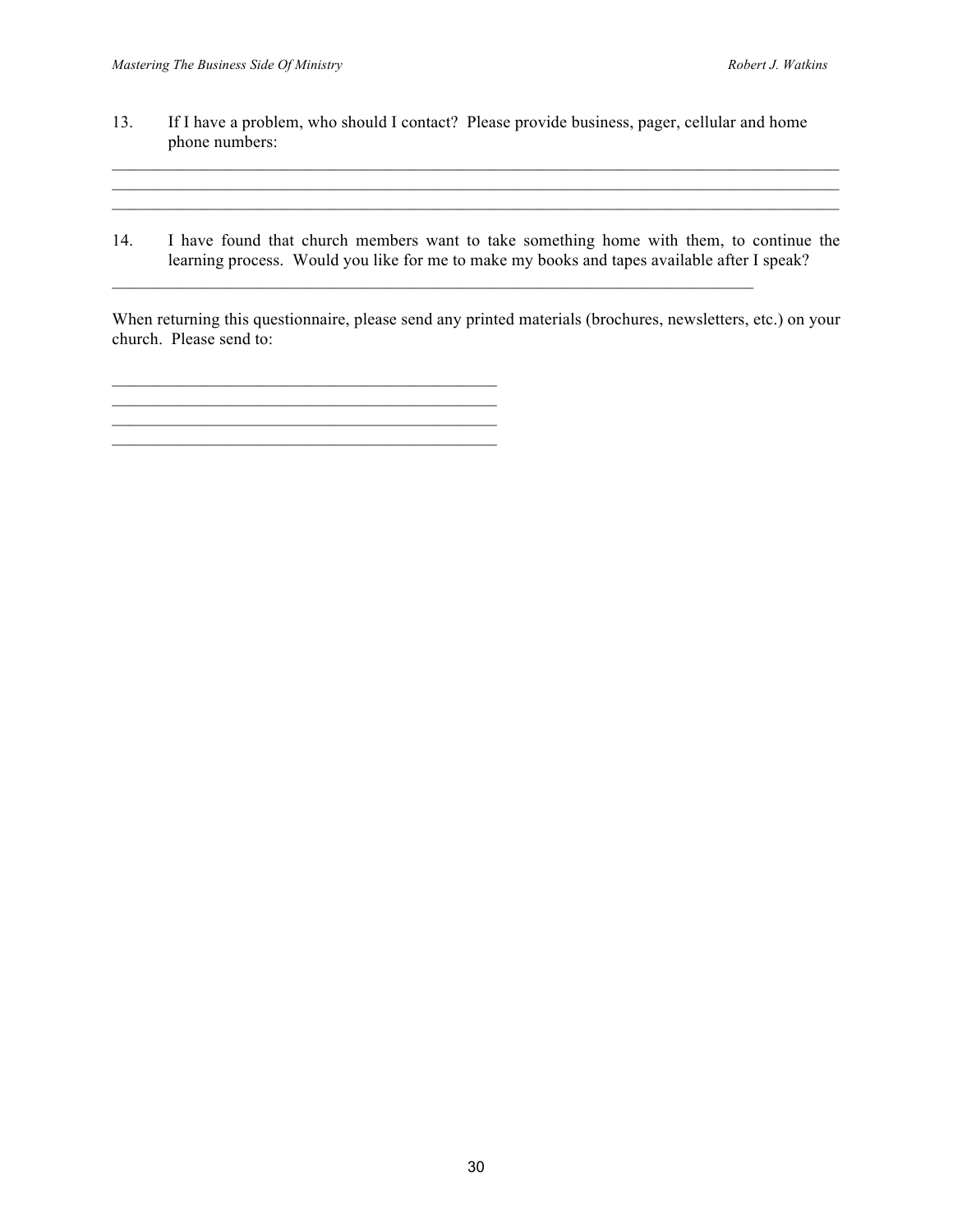13. If I have a problem, who should I contact? Please provide business, pager, cellular and home phone numbers:

_____________________________________________________________________________________
_____________________________________________________________________________________
_____________________________________________________________________________________

14. I have found that church members want to take something home with them, to continue the learning process. Would you like for me to make my books and tapes available after I speak?

_____________________________________________________________________________

When returning this questionnaire, please send any printed materials (brochures, newsletters, etc.) on your church. Please send to:

_______________________________________________
_______________________________________________
_______________________________________________
_______________________________________________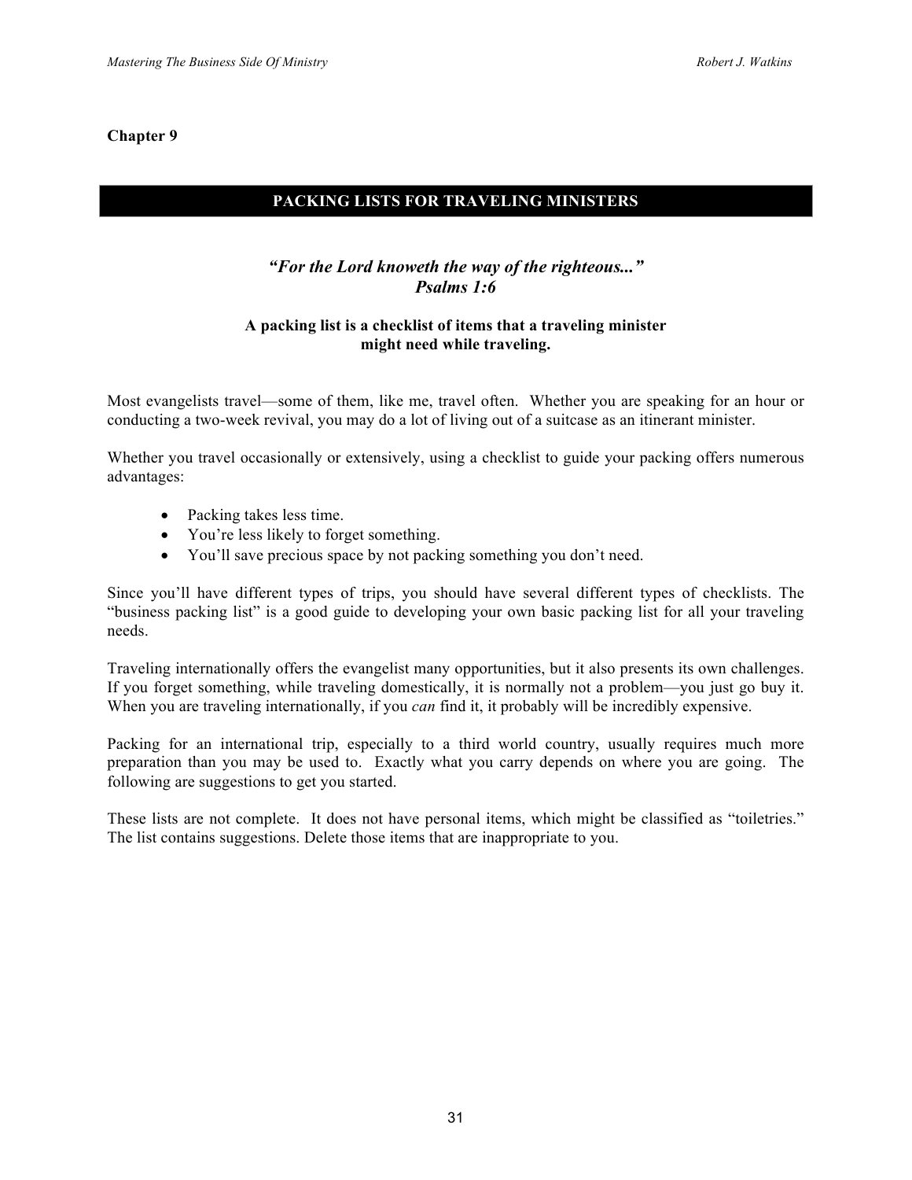## Chapter 9

## PACKING LISTS FOR TRAVELING MINISTERS

*"For the Lord knoweth the way of the righteous..."*
*Psalms 1:6*

**A packing list is a checklist of items that a traveling minister might need while traveling.**

Most evangelists travel—some of them, like me, travel often. Whether you are speaking for an hour or conducting a two-week revival, you may do a lot of living out of a suitcase as an itinerant minister.

Whether you travel occasionally or extensively, using a checklist to guide your packing offers numerous advantages:

- Packing takes less time.
- You're less likely to forget something.
- You'll save precious space by not packing something you don't need.

Since you'll have different types of trips, you should have several different types of checklists. The "business packing list" is a good guide to developing your own basic packing list for all your traveling needs.

Traveling internationally offers the evangelist many opportunities, but it also presents its own challenges. If you forget something, while traveling domestically, it is normally not a problem—you just go buy it. When you are traveling internationally, if you *can* find it, it probably will be incredibly expensive.

Packing for an international trip, especially to a third world country, usually requires much more preparation than you may be used to. Exactly what you carry depends on where you are going. The following are suggestions to get you started.

These lists are not complete. It does not have personal items, which might be classified as "toiletries." The list contains suggestions. Delete those items that are inappropriate to you.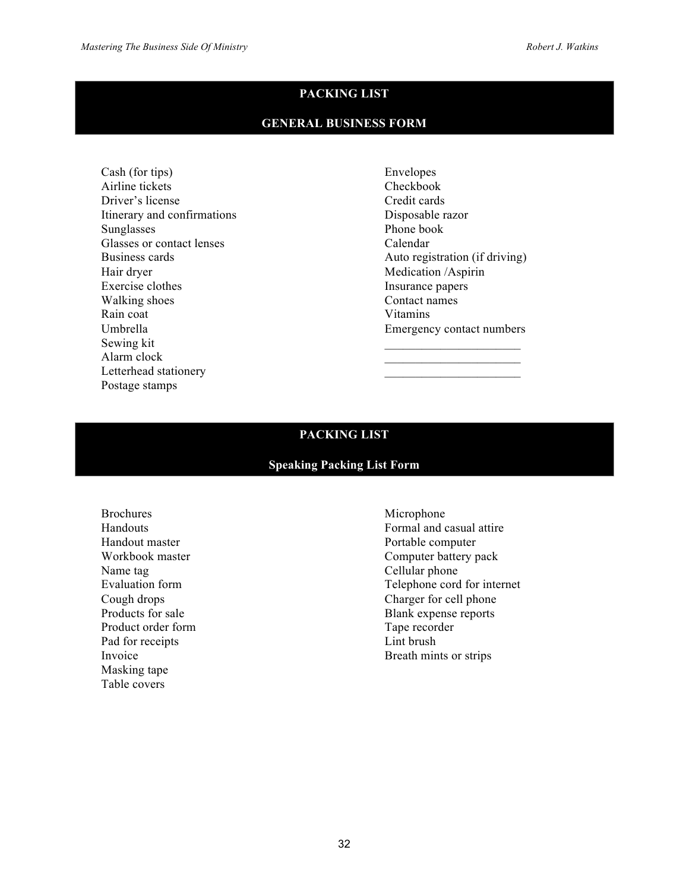## PACKING LIST

### GENERAL BUSINESS FORM

- Cash (for tips)
- Airline tickets
- Driver's license
- Itinerary and confirmations
- Sunglasses
- Glasses or contact lenses
- Business cards
- Hair dryer
- Exercise clothes
- Walking shoes
- Rain coat
- Umbrella
- Sewing kit
- Alarm clock
- Letterhead stationery
- Postage stamps
- Envelopes
- Checkbook
- Credit cards
- Disposable razor
- Phone book
- Calendar
- Auto registration (if driving)
- Medication /Aspirin
- Insurance papers
- Contact names
- Vitamins
- Emergency contact numbers
- ______________________
- ______________________
- ______________________

## PACKING LIST

### Speaking Packing List Form

- Brochures
- Handouts
- Handout master
- Workbook master
- Name tag
- Evaluation form
- Cough drops
- Products for sale
- Product order form
- Pad for receipts
- Invoice
- Masking tape
- Table covers
- Microphone
- Formal and casual attire
- Portable computer
- Computer battery pack
- Cellular phone
- Telephone cord for internet
- Charger for cell phone
- Blank expense reports
- Tape recorder
- Lint brush
- Breath mints or strips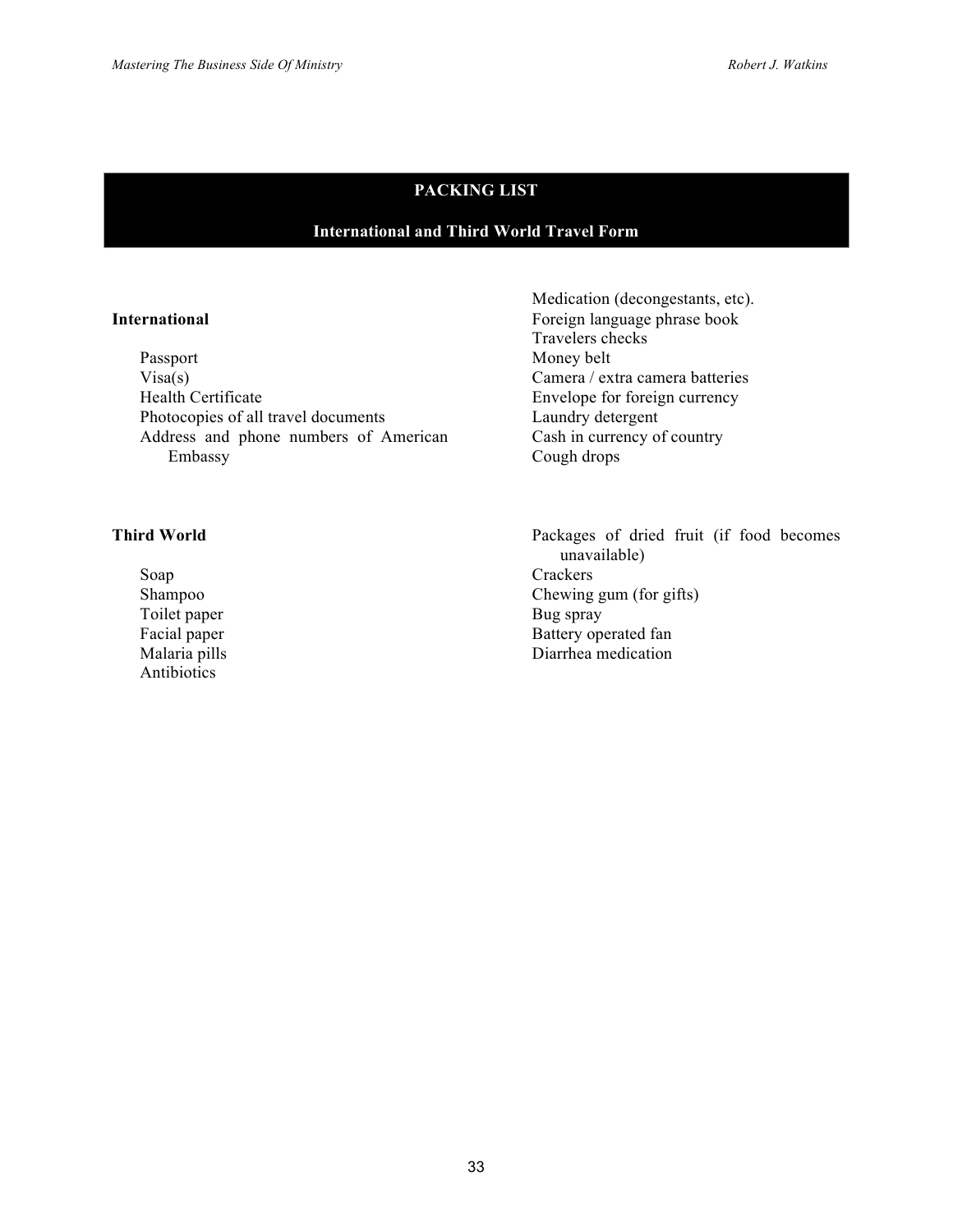## PACKING LIST

### International and Third World Travel Form

**International**

- Passport
- Visa(s)
- Health Certificate
- Photocopies of all travel documents
- Address and phone numbers of American Embassy
- Medication (decongestants, etc).
- Foreign language phrase book
- Travelers checks
- Money belt
- Camera / extra camera batteries
- Envelope for foreign currency
- Laundry detergent
- Cash in currency of country
- Cough drops

**Third World**

- Soap
- Shampoo
- Toilet paper
- Facial paper
- Malaria pills
- Antibiotics
- Packages of dried fruit (if food becomes unavailable)
- Crackers
- Chewing gum (for gifts)
- Bug spray
- Battery operated fan
- Diarrhea medication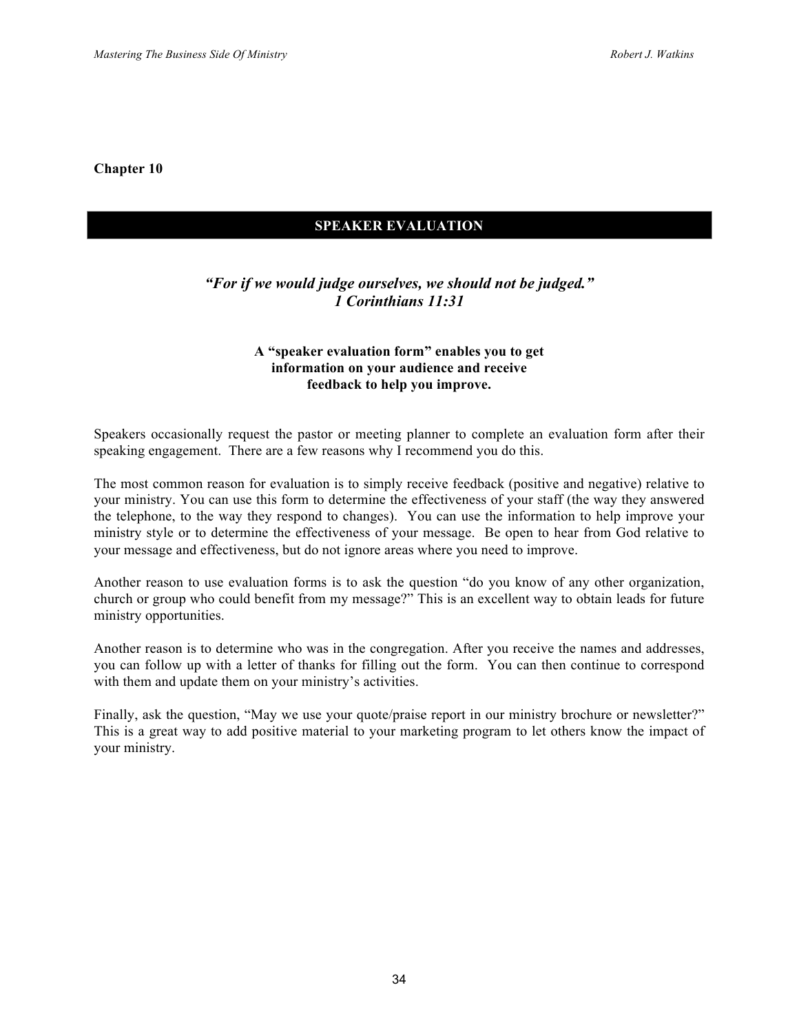**Chapter 10**

# SPEAKER EVALUATION

***"For if we would judge ourselves, we should not be judged."***
***1 Corinthians 11:31***

**A "speaker evaluation form" enables you to get information on your audience and receive feedback to help you improve.**

Speakers occasionally request the pastor or meeting planner to complete an evaluation form after their speaking engagement. There are a few reasons why I recommend you do this.

The most common reason for evaluation is to simply receive feedback (positive and negative) relative to your ministry. You can use this form to determine the effectiveness of your staff (the way they answered the telephone, to the way they respond to changes). You can use the information to help improve your ministry style or to determine the effectiveness of your message. Be open to hear from God relative to your message and effectiveness, but do not ignore areas where you need to improve.

Another reason to use evaluation forms is to ask the question "do you know of any other organization, church or group who could benefit from my message?" This is an excellent way to obtain leads for future ministry opportunities.

Another reason is to determine who was in the congregation. After you receive the names and addresses, you can follow up with a letter of thanks for filling out the form. You can then continue to correspond with them and update them on your ministry's activities.

Finally, ask the question, "May we use your quote/praise report in our ministry brochure or newsletter?" This is a great way to add positive material to your marketing program to let others know the impact of your ministry.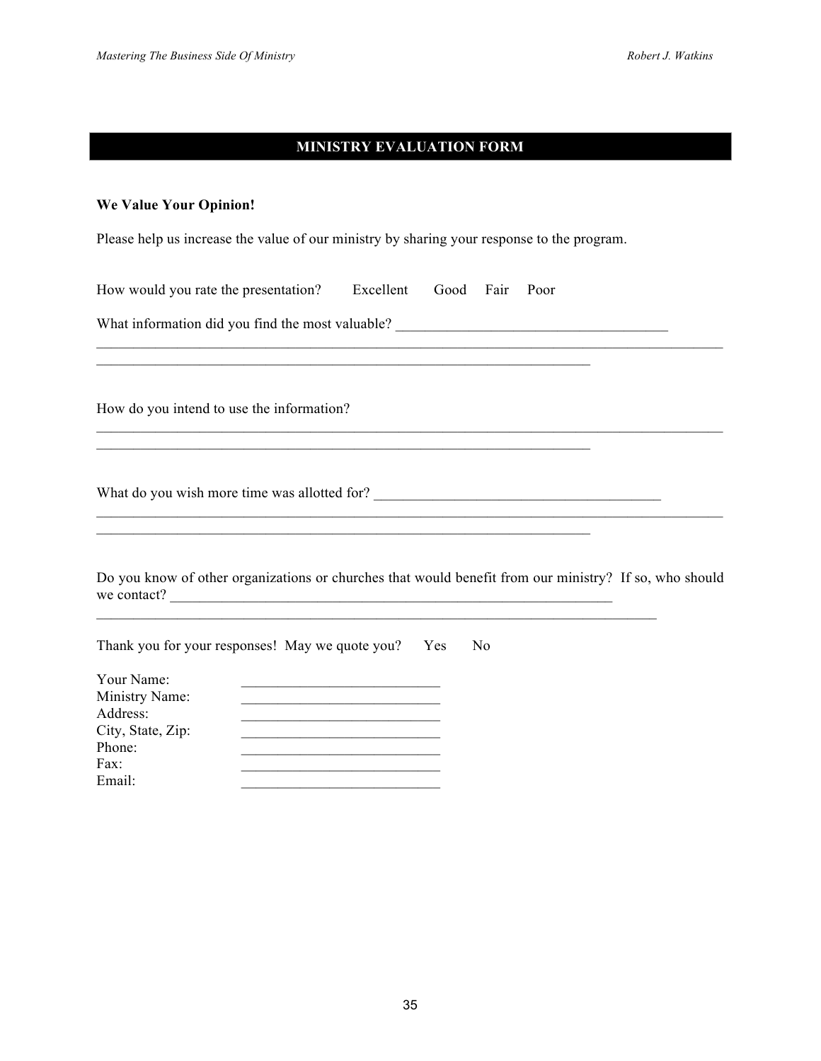## MINISTRY EVALUATION FORM

**We Value Your Opinion!**

Please help us increase the value of our ministry by sharing your response to the program.

How would you rate the presentation? Excellent Good Fair Poor

What information did you find the most valuable? ______________________________________

_____________________________________________________________________________________

______________________________________________________________________

How do you intend to use the information?

_____________________________________________________________________________________

______________________________________________________________________

What do you wish more time was allotted for? ________________________________________

_____________________________________________________________________________________

______________________________________________________________________

Do you know of other organizations or churches that would benefit from our ministry? If so, who should we contact? ______________________________________________________________

_____________________________________________________________________________

Thank you for your responses! May we quote you? Yes No

Your Name: ____________________________
Ministry Name: ____________________________
Address: ____________________________
City, State, Zip: ____________________________
Phone: ____________________________
Fax: ____________________________
Email: ____________________________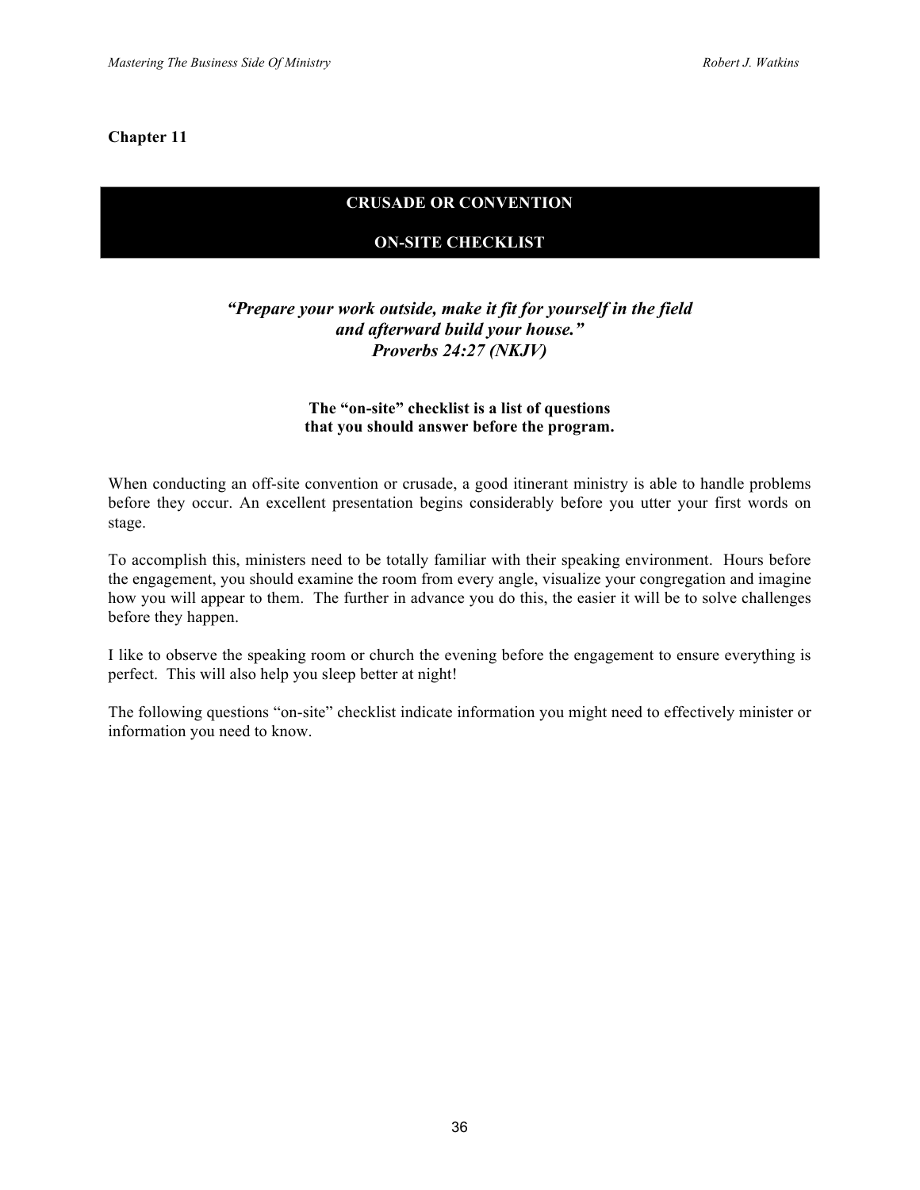**Chapter 11**

## CRUSADE OR CONVENTION

## ON-SITE CHECKLIST

***"Prepare your work outside, make it fit for yourself in the field and afterward build your house."***
***Proverbs 24:27 (NKJV)***

**The "on-site" checklist is a list of questions that you should answer before the program.**

When conducting an off-site convention or crusade, a good itinerant ministry is able to handle problems before they occur. An excellent presentation begins considerably before you utter your first words on stage.

To accomplish this, ministers need to be totally familiar with their speaking environment. Hours before the engagement, you should examine the room from every angle, visualize your congregation and imagine how you will appear to them. The further in advance you do this, the easier it will be to solve challenges before they happen.

I like to observe the speaking room or church the evening before the engagement to ensure everything is perfect. This will also help you sleep better at night!

The following questions "on-site" checklist indicate information you might need to effectively minister or information you need to know.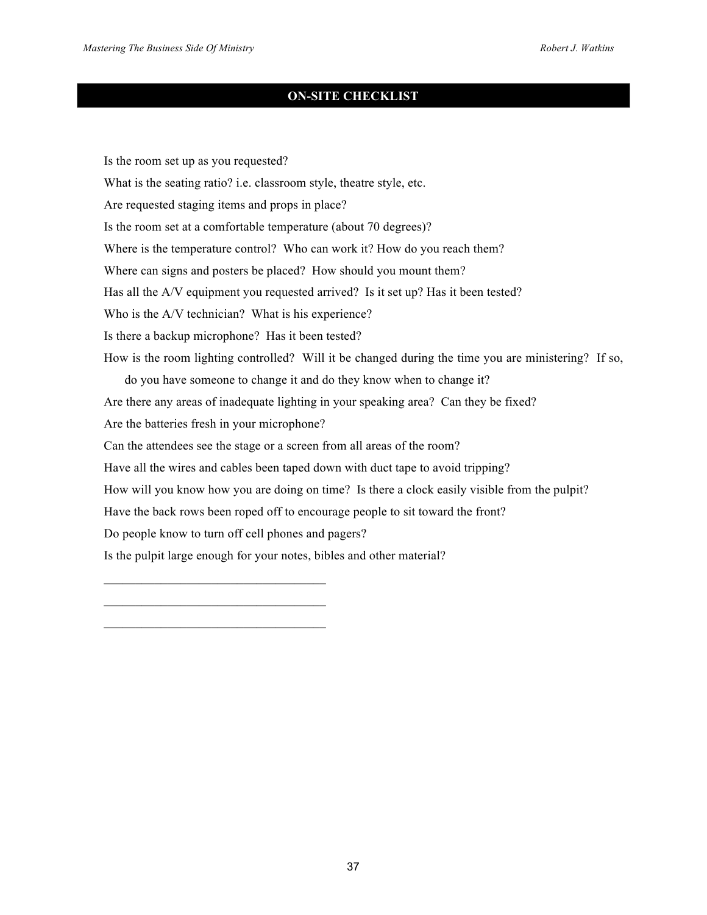## ON-SITE CHECKLIST

Is the room set up as you requested?

What is the seating ratio? i.e. classroom style, theatre style, etc.

Are requested staging items and props in place?

Is the room set at a comfortable temperature (about 70 degrees)?

Where is the temperature control? Who can work it? How do you reach them?

Where can signs and posters be placed? How should you mount them?

Has all the A/V equipment you requested arrived? Is it set up? Has it been tested?

Who is the A/V technician? What is his experience?

Is there a backup microphone? Has it been tested?

How is the room lighting controlled? Will it be changed during the time you are ministering? If so, do you have someone to change it and do they know when to change it?

Are there any areas of inadequate lighting in your speaking area? Can they be fixed?

Are the batteries fresh in your microphone?

Can the attendees see the stage or a screen from all areas of the room?

Have all the wires and cables been taped down with duct tape to avoid tripping?

How will you know how you are doing on time? Is there a clock easily visible from the pulpit?

Have the back rows been roped off to encourage people to sit toward the front?

Do people know to turn off cell phones and pagers?

Is the pulpit large enough for your notes, bibles and other material?

___________________________________

___________________________________

___________________________________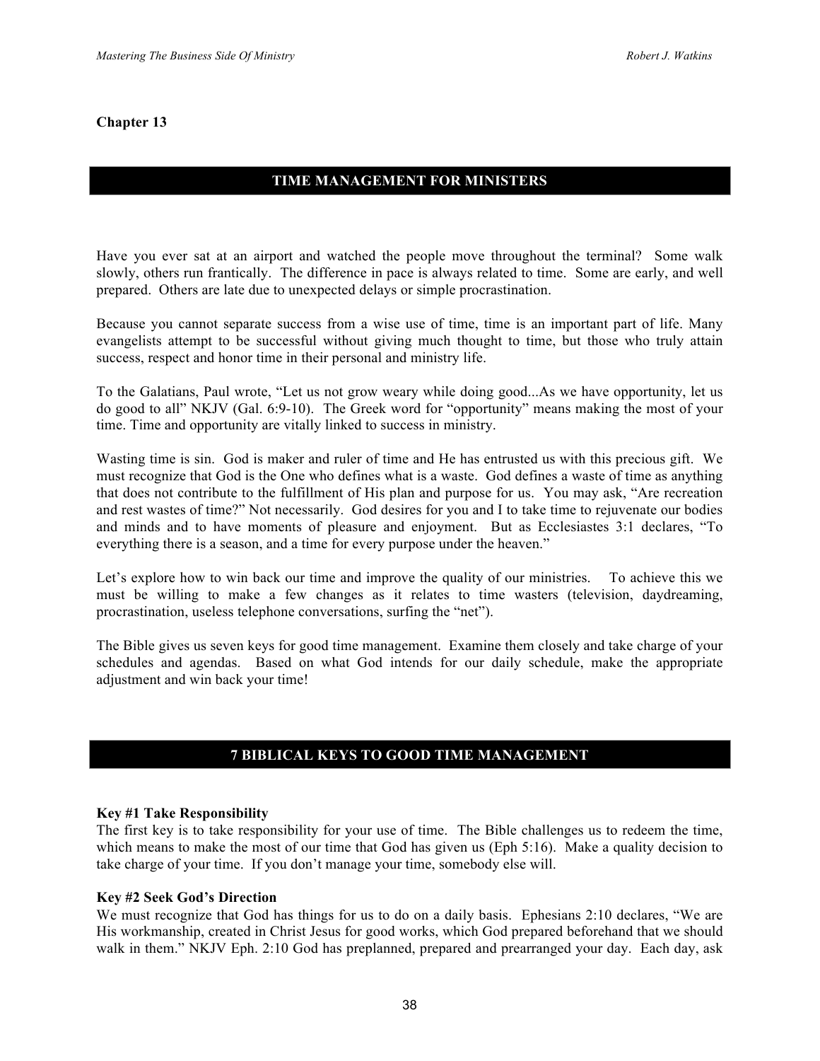**Chapter 13**

## TIME MANAGEMENT FOR MINISTERS

Have you ever sat at an airport and watched the people move throughout the terminal? Some walk slowly, others run frantically. The difference in pace is always related to time. Some are early, and well prepared. Others are late due to unexpected delays or simple procrastination.

Because you cannot separate success from a wise use of time, time is an important part of life. Many evangelists attempt to be successful without giving much thought to time, but those who truly attain success, respect and honor time in their personal and ministry life.

To the Galatians, Paul wrote, "Let us not grow weary while doing good...As we have opportunity, let us do good to all" NKJV (Gal. 6:9-10). The Greek word for "opportunity" means making the most of your time. Time and opportunity are vitally linked to success in ministry.

Wasting time is sin. God is maker and ruler of time and He has entrusted us with this precious gift. We must recognize that God is the One who defines what is a waste. God defines a waste of time as anything that does not contribute to the fulfillment of His plan and purpose for us. You may ask, "Are recreation and rest wastes of time?" Not necessarily. God desires for you and I to take time to rejuvenate our bodies and minds and to have moments of pleasure and enjoyment. But as Ecclesiastes 3:1 declares, "To everything there is a season, and a time for every purpose under the heaven."

Let's explore how to win back our time and improve the quality of our ministries. To achieve this we must be willing to make a few changes as it relates to time wasters (television, daydreaming, procrastination, useless telephone conversations, surfing the "net").

The Bible gives us seven keys for good time management. Examine them closely and take charge of your schedules and agendas. Based on what God intends for our daily schedule, make the appropriate adjustment and win back your time!

## 7 BIBLICAL KEYS TO GOOD TIME MANAGEMENT

**Key #1 Take Responsibility**
The first key is to take responsibility for your use of time. The Bible challenges us to redeem the time, which means to make the most of our time that God has given us (Eph 5:16). Make a quality decision to take charge of your time. If you don't manage your time, somebody else will.

**Key #2 Seek God's Direction**
We must recognize that God has things for us to do on a daily basis. Ephesians 2:10 declares, "We are His workmanship, created in Christ Jesus for good works, which God prepared beforehand that we should walk in them." NKJV Eph. 2:10 God has preplanned, prepared and prearranged your day. Each day, ask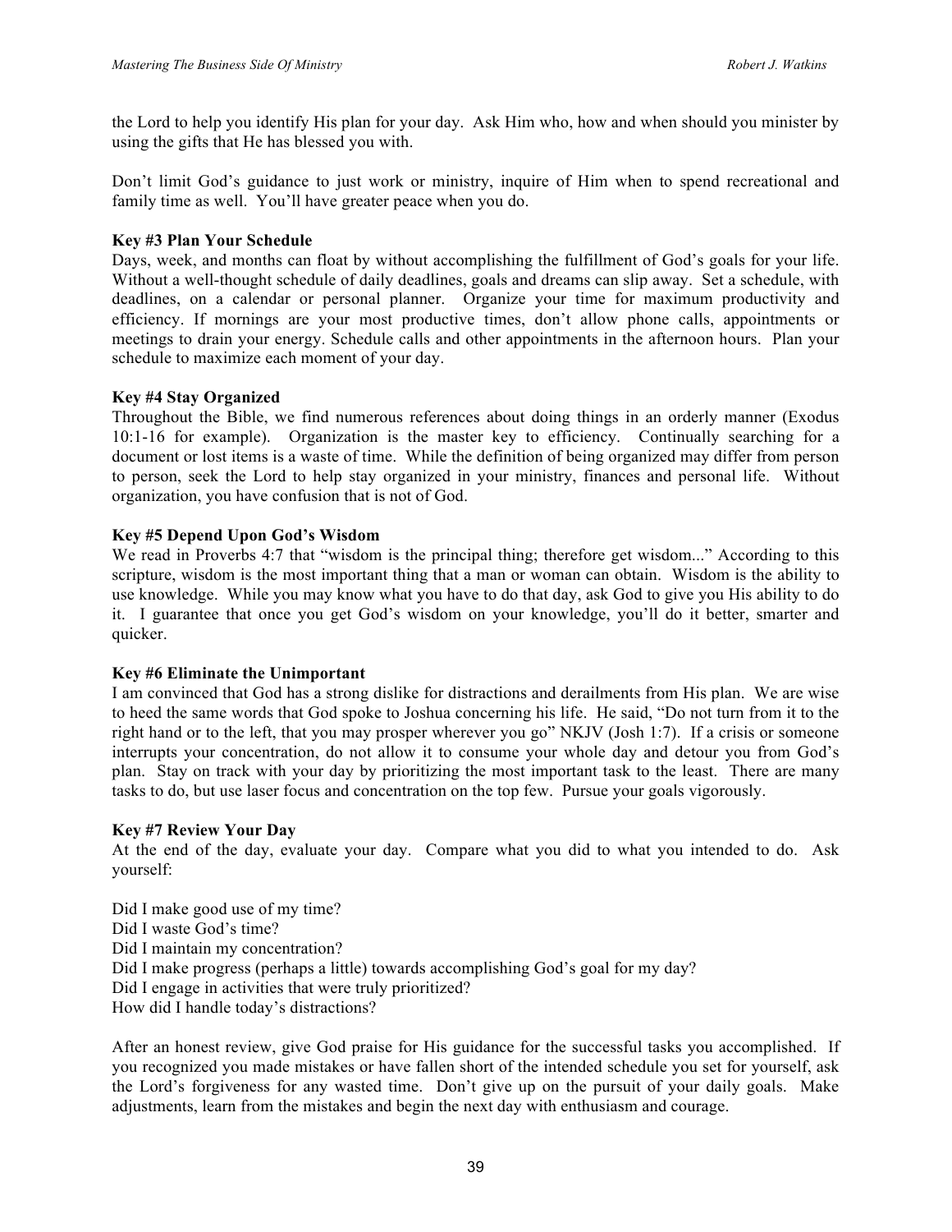the Lord to help you identify His plan for your day. Ask Him who, how and when should you minister by using the gifts that He has blessed you with.

Don't limit God's guidance to just work or ministry, inquire of Him when to spend recreational and family time as well. You'll have greater peace when you do.

**Key #3 Plan Your Schedule**
Days, week, and months can float by without accomplishing the fulfillment of God's goals for your life. Without a well-thought schedule of daily deadlines, goals and dreams can slip away. Set a schedule, with deadlines, on a calendar or personal planner. Organize your time for maximum productivity and efficiency. If mornings are your most productive times, don't allow phone calls, appointments or meetings to drain your energy. Schedule calls and other appointments in the afternoon hours. Plan your schedule to maximize each moment of your day.

**Key #4 Stay Organized**
Throughout the Bible, we find numerous references about doing things in an orderly manner (Exodus 10:1-16 for example). Organization is the master key to efficiency. Continually searching for a document or lost items is a waste of time. While the definition of being organized may differ from person to person, seek the Lord to help stay organized in your ministry, finances and personal life. Without organization, you have confusion that is not of God.

**Key #5 Depend Upon God's Wisdom**
We read in Proverbs 4:7 that "wisdom is the principal thing; therefore get wisdom..." According to this scripture, wisdom is the most important thing that a man or woman can obtain. Wisdom is the ability to use knowledge. While you may know what you have to do that day, ask God to give you His ability to do it. I guarantee that once you get God's wisdom on your knowledge, you'll do it better, smarter and quicker.

**Key #6 Eliminate the Unimportant**
I am convinced that God has a strong dislike for distractions and derailments from His plan. We are wise to heed the same words that God spoke to Joshua concerning his life. He said, "Do not turn from it to the right hand or to the left, that you may prosper wherever you go" NKJV (Josh 1:7). If a crisis or someone interrupts your concentration, do not allow it to consume your whole day and detour you from God's plan. Stay on track with your day by prioritizing the most important task to the least. There are many tasks to do, but use laser focus and concentration on the top few. Pursue your goals vigorously.

**Key #7 Review Your Day**
At the end of the day, evaluate your day. Compare what you did to what you intended to do. Ask yourself:

Did I make good use of my time?
Did I waste God's time?
Did I maintain my concentration?
Did I make progress (perhaps a little) towards accomplishing God's goal for my day?
Did I engage in activities that were truly prioritized?
How did I handle today's distractions?

After an honest review, give God praise for His guidance for the successful tasks you accomplished. If you recognized you made mistakes or have fallen short of the intended schedule you set for yourself, ask the Lord's forgiveness for any wasted time. Don't give up on the pursuit of your daily goals. Make adjustments, learn from the mistakes and begin the next day with enthusiasm and courage.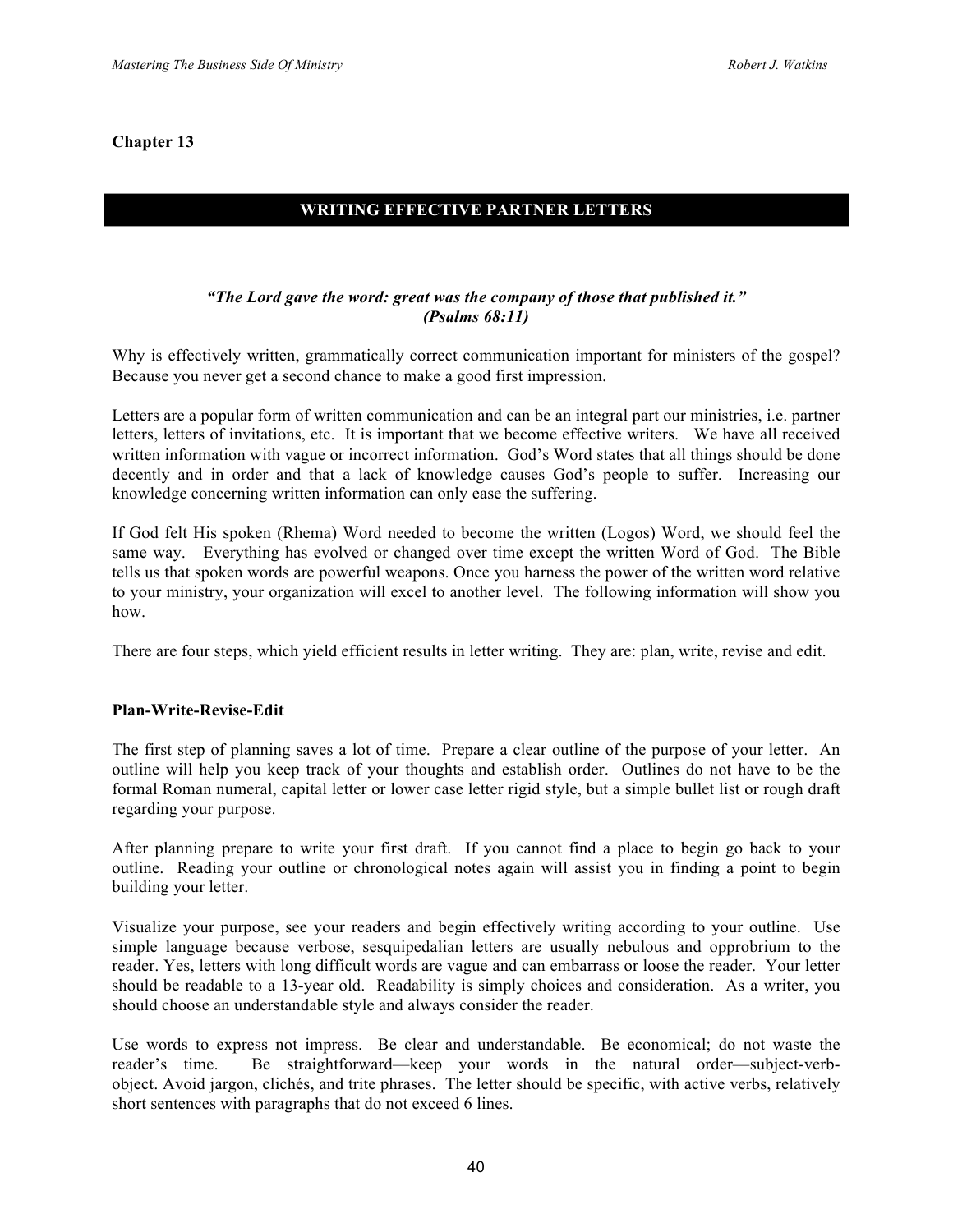**Chapter 13**

## WRITING EFFECTIVE PARTNER LETTERS

***"The Lord gave the word: great was the company of those that published it."***
***(Psalms 68:11)***

Why is effectively written, grammatically correct communication important for ministers of the gospel? Because you never get a second chance to make a good first impression.

Letters are a popular form of written communication and can be an integral part our ministries, i.e. partner letters, letters of invitations, etc. It is important that we become effective writers. We have all received written information with vague or incorrect information. God's Word states that all things should be done decently and in order and that a lack of knowledge causes God's people to suffer. Increasing our knowledge concerning written information can only ease the suffering.

If God felt His spoken (Rhema) Word needed to become the written (Logos) Word, we should feel the same way. Everything has evolved or changed over time except the written Word of God. The Bible tells us that spoken words are powerful weapons. Once you harness the power of the written word relative to your ministry, your organization will excel to another level. The following information will show you how.

There are four steps, which yield efficient results in letter writing. They are: plan, write, revise and edit.

**Plan-Write-Revise-Edit**

The first step of planning saves a lot of time. Prepare a clear outline of the purpose of your letter. An outline will help you keep track of your thoughts and establish order. Outlines do not have to be the formal Roman numeral, capital letter or lower case letter rigid style, but a simple bullet list or rough draft regarding your purpose.

After planning prepare to write your first draft. If you cannot find a place to begin go back to your outline. Reading your outline or chronological notes again will assist you in finding a point to begin building your letter.

Visualize your purpose, see your readers and begin effectively writing according to your outline. Use simple language because verbose, sesquipedalian letters are usually nebulous and opprobrium to the reader. Yes, letters with long difficult words are vague and can embarrass or loose the reader. Your letter should be readable to a 13-year old. Readability is simply choices and consideration. As a writer, you should choose an understandable style and always consider the reader.

Use words to express not impress. Be clear and understandable. Be economical; do not waste the reader's time. Be straightforward—keep your words in the natural order—subject-verb-object. Avoid jargon, clichés, and trite phrases. The letter should be specific, with active verbs, relatively short sentences with paragraphs that do not exceed 6 lines.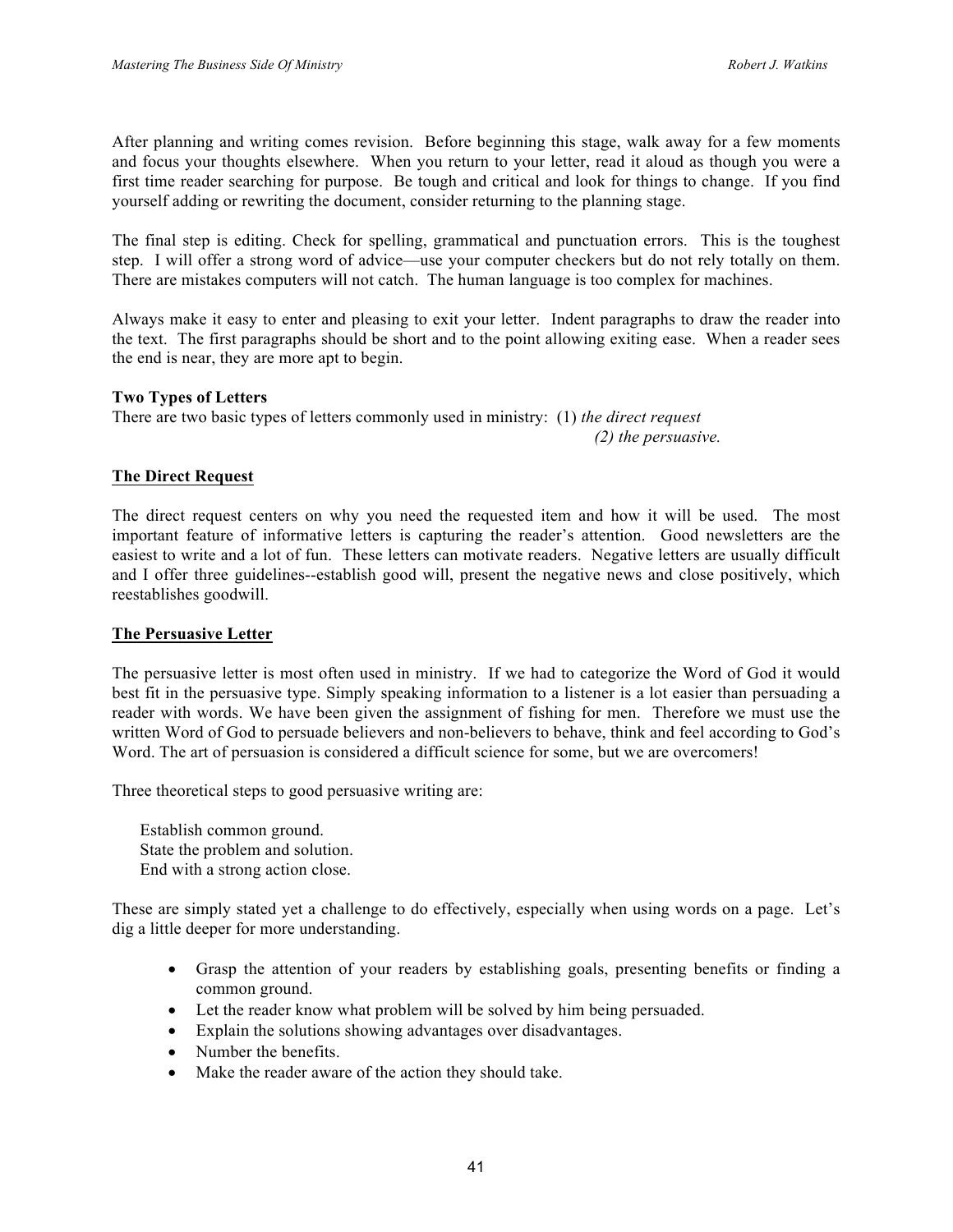After planning and writing comes revision. Before beginning this stage, walk away for a few moments and focus your thoughts elsewhere. When you return to your letter, read it aloud as though you were a first time reader searching for purpose. Be tough and critical and look for things to change. If you find yourself adding or rewriting the document, consider returning to the planning stage.

The final step is editing. Check for spelling, grammatical and punctuation errors. This is the toughest step. I will offer a strong word of advice—use your computer checkers but do not rely totally on them. There are mistakes computers will not catch. The human language is too complex for machines.

Always make it easy to enter and pleasing to exit your letter. Indent paragraphs to draw the reader into the text. The first paragraphs should be short and to the point allowing exiting ease. When a reader sees the end is near, they are more apt to begin.

**Two Types of Letters**

There are two basic types of letters commonly used in ministry: (1) *the direct request*
(2) *the persuasive.*

<u>**The Direct Request**</u>

The direct request centers on why you need the requested item and how it will be used. The most important feature of informative letters is capturing the reader's attention. Good newsletters are the easiest to write and a lot of fun. These letters can motivate readers. Negative letters are usually difficult and I offer three guidelines--establish good will, present the negative news and close positively, which reestablishes goodwill.

<u>**The Persuasive Letter**</u>

The persuasive letter is most often used in ministry. If we had to categorize the Word of God it would best fit in the persuasive type. Simply speaking information to a listener is a lot easier than persuading a reader with words. We have been given the assignment of fishing for men. Therefore we must use the written Word of God to persuade believers and non-believers to behave, think and feel according to God's Word. The art of persuasion is considered a difficult science for some, but we are overcomers!

Three theoretical steps to good persuasive writing are:

Establish common ground.
State the problem and solution.
End with a strong action close.

These are simply stated yet a challenge to do effectively, especially when using words on a page. Let's dig a little deeper for more understanding.

- Grasp the attention of your readers by establishing goals, presenting benefits or finding a common ground.
- Let the reader know what problem will be solved by him being persuaded.
- Explain the solutions showing advantages over disadvantages.
- Number the benefits.
- Make the reader aware of the action they should take.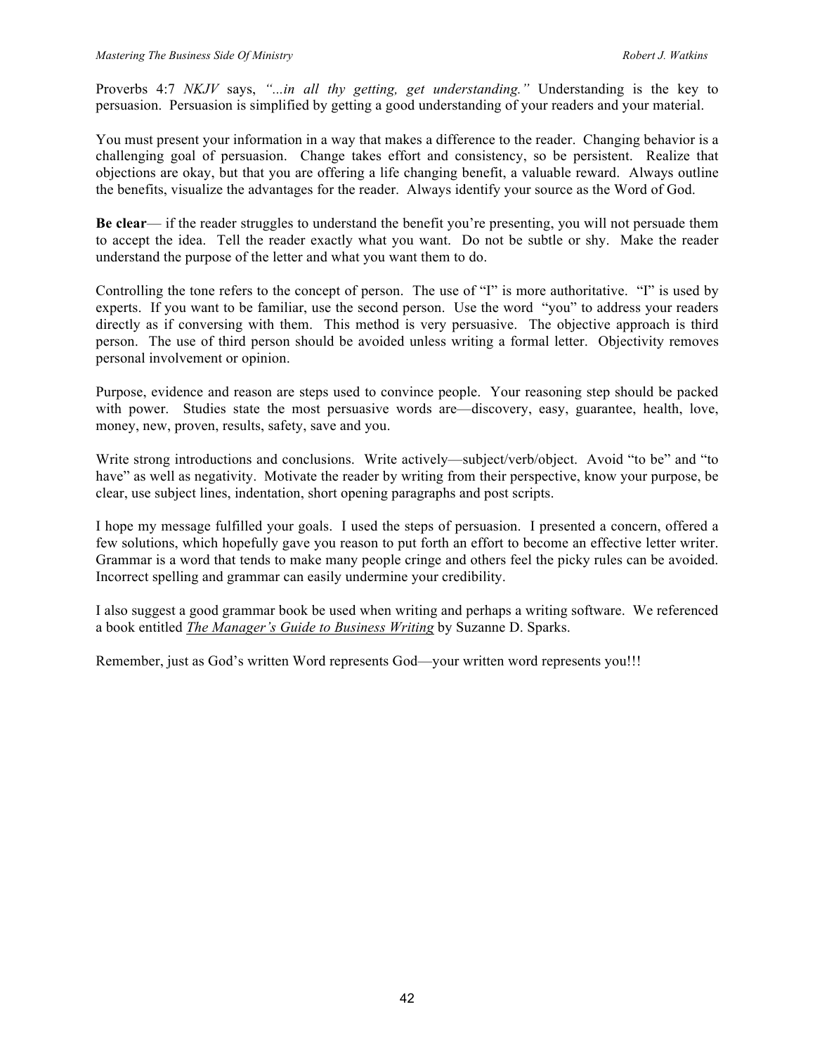Proverbs 4:7 *NKJV* says, *"...in all thy getting, get understanding."* Understanding is the key to persuasion. Persuasion is simplified by getting a good understanding of your readers and your material.

You must present your information in a way that makes a difference to the reader. Changing behavior is a challenging goal of persuasion. Change takes effort and consistency, so be persistent. Realize that objections are okay, but that you are offering a life changing benefit, a valuable reward. Always outline the benefits, visualize the advantages for the reader. Always identify your source as the Word of God.

**Be clear**— if the reader struggles to understand the benefit you're presenting, you will not persuade them to accept the idea. Tell the reader exactly what you want. Do not be subtle or shy. Make the reader understand the purpose of the letter and what you want them to do.

Controlling the tone refers to the concept of person. The use of "I" is more authoritative. "I" is used by experts. If you want to be familiar, use the second person. Use the word "you" to address your readers directly as if conversing with them. This method is very persuasive. The objective approach is third person. The use of third person should be avoided unless writing a formal letter. Objectivity removes personal involvement or opinion.

Purpose, evidence and reason are steps used to convince people. Your reasoning step should be packed with power. Studies state the most persuasive words are—discovery, easy, guarantee, health, love, money, new, proven, results, safety, save and you.

Write strong introductions and conclusions. Write actively—subject/verb/object. Avoid "to be" and "to have" as well as negativity. Motivate the reader by writing from their perspective, know your purpose, be clear, use subject lines, indentation, short opening paragraphs and post scripts.

I hope my message fulfilled your goals. I used the steps of persuasion. I presented a concern, offered a few solutions, which hopefully gave you reason to put forth an effort to become an effective letter writer. Grammar is a word that tends to make many people cringe and others feel the picky rules can be avoided. Incorrect spelling and grammar can easily undermine your credibility.

I also suggest a good grammar book be used when writing and perhaps a writing software. We referenced a book entitled ***The Manager's Guide to Business Writing*** by Suzanne D. Sparks.

Remember, just as God's written Word represents God—your written word represents you!!!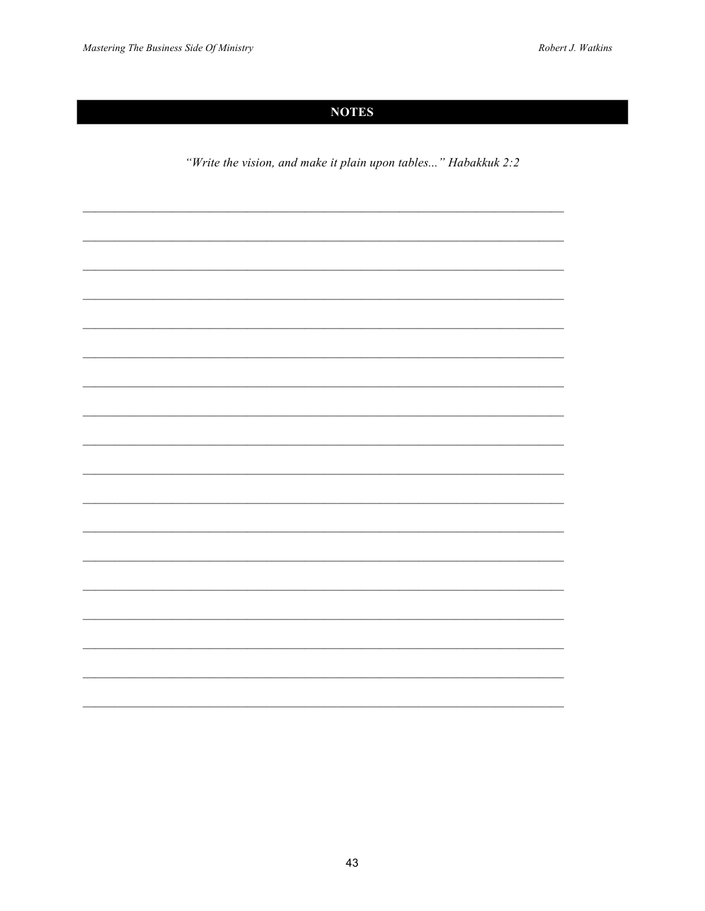## NOTES

*"Write the vision, and make it plain upon tables..." Habakkuk 2:2*

_______________________________________________________________________________

_______________________________________________________________________________

_______________________________________________________________________________

_______________________________________________________________________________

_______________________________________________________________________________

_______________________________________________________________________________

_______________________________________________________________________________

_______________________________________________________________________________

_______________________________________________________________________________

_______________________________________________________________________________

_______________________________________________________________________________

_______________________________________________________________________________

_______________________________________________________________________________

_______________________________________________________________________________

_______________________________________________________________________________

_______________________________________________________________________________

_______________________________________________________________________________

_______________________________________________________________________________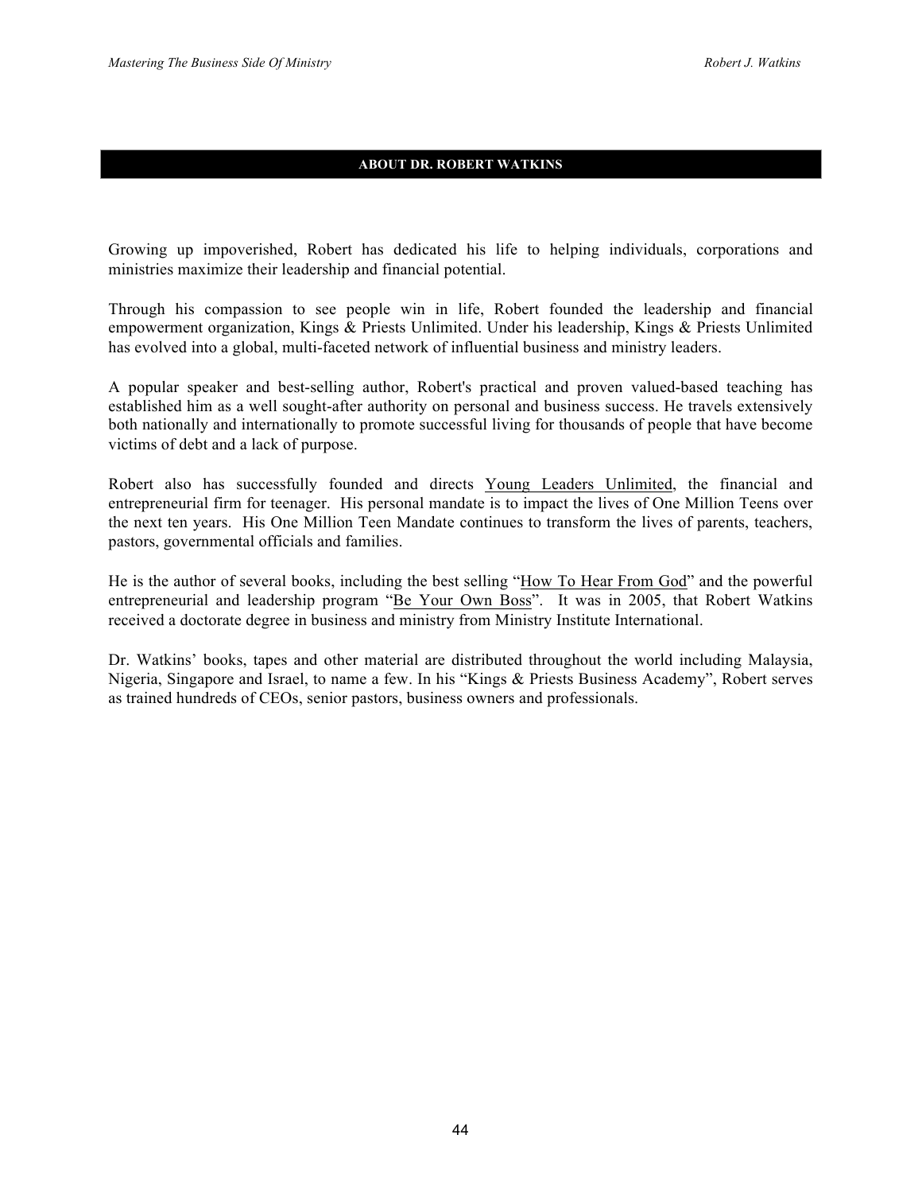## ABOUT DR. ROBERT WATKINS

Growing up impoverished, Robert has dedicated his life to helping individuals, corporations and ministries maximize their leadership and financial potential.

Through his compassion to see people win in life, Robert founded the leadership and financial empowerment organization, Kings & Priests Unlimited. Under his leadership, Kings & Priests Unlimited has evolved into a global, multi-faceted network of influential business and ministry leaders.

A popular speaker and best-selling author, Robert's practical and proven valued-based teaching has established him as a well sought-after authority on personal and business success. He travels extensively both nationally and internationally to promote successful living for thousands of people that have become victims of debt and a lack of purpose.

Robert also has successfully founded and directs Young Leaders Unlimited, the financial and entrepreneurial firm for teenager. His personal mandate is to impact the lives of One Million Teens over the next ten years. His One Million Teen Mandate continues to transform the lives of parents, teachers, pastors, governmental officials and families.

He is the author of several books, including the best selling "How To Hear From God" and the powerful entrepreneurial and leadership program "Be Your Own Boss". It was in 2005, that Robert Watkins received a doctorate degree in business and ministry from Ministry Institute International.

Dr. Watkins' books, tapes and other material are distributed throughout the world including Malaysia, Nigeria, Singapore and Israel, to name a few. In his "Kings & Priests Business Academy", Robert serves as trained hundreds of CEOs, senior pastors, business owners and professionals.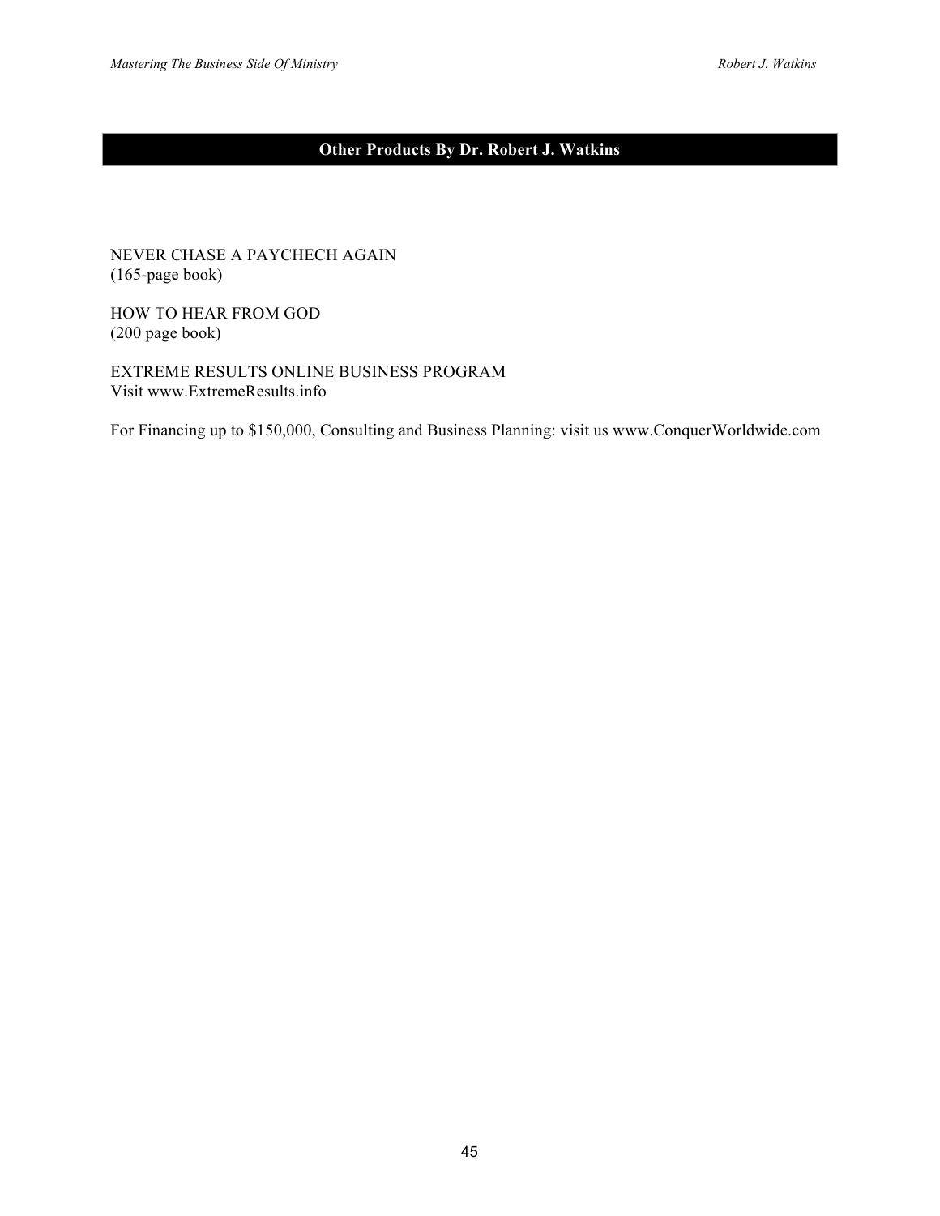## Other Products By Dr. Robert J. Watkins

NEVER CHASE A PAYCHECH AGAIN
(165-page book)

HOW TO HEAR FROM GOD
(200 page book)

EXTREME RESULTS ONLINE BUSINESS PROGRAM
Visit www.ExtremeResults.info

For Financing up to $150,000, Consulting and Business Planning: visit us www.ConquerWorldwide.com